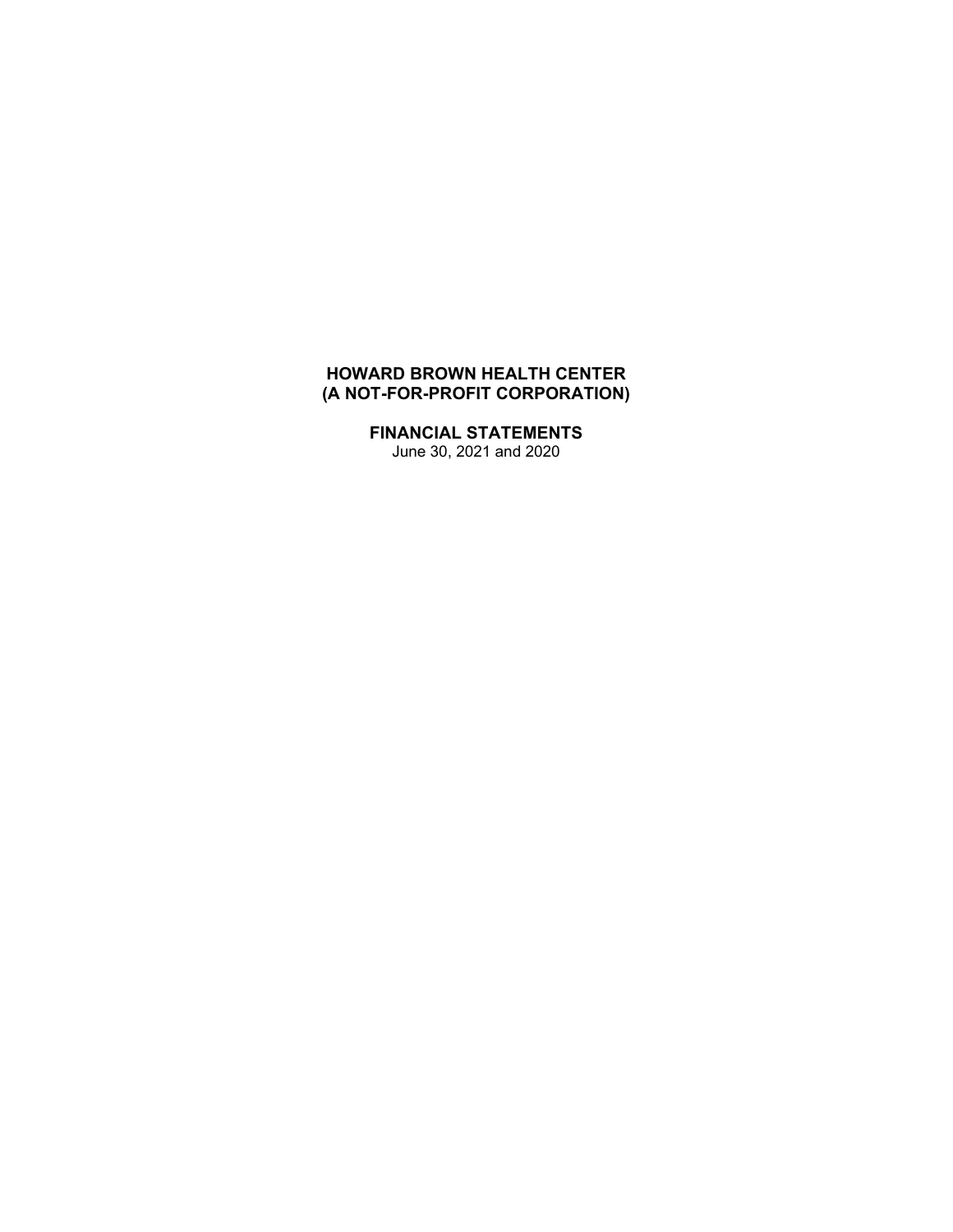# HOWARD BROWN HEALTH CENTER
# (A NOT-FOR-PROFIT CORPORATION)

## FINANCIAL STATEMENTS

June 30, 2021 and 2020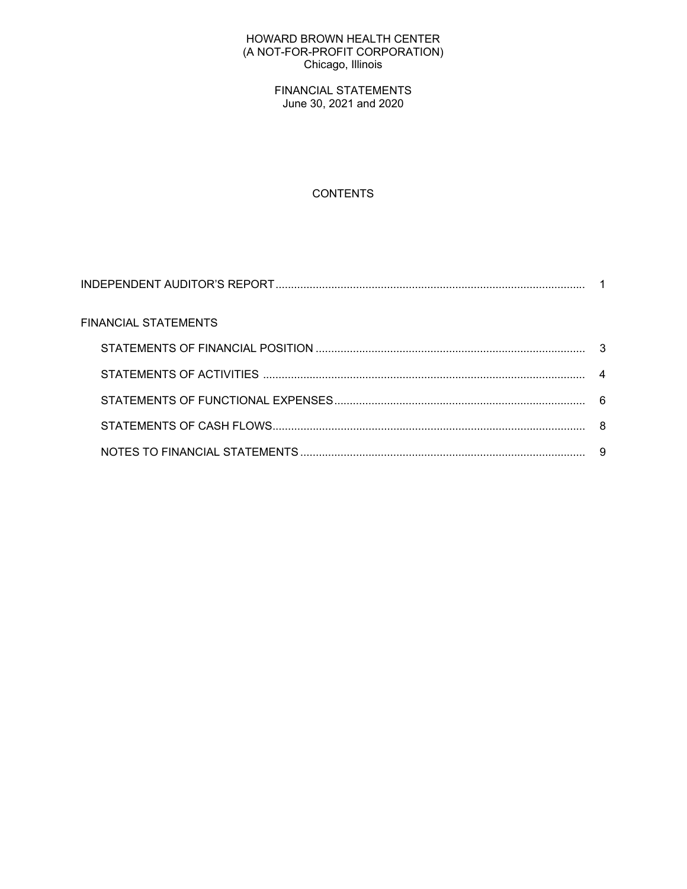HOWARD BROWN HEALTH CENTER
(A NOT-FOR-PROFIT CORPORATION)
Chicago, Illinois

FINANCIAL STATEMENTS
June 30, 2021 and 2020

# CONTENTS

| | |
|---|---|
| INDEPENDENT AUDITOR'S REPORT | 1 |
| FINANCIAL STATEMENTS | |
| STATEMENTS OF FINANCIAL POSITION | 3 |
| STATEMENTS OF ACTIVITIES | 4 |
| STATEMENTS OF FUNCTIONAL EXPENSES | 6 |
| STATEMENTS OF CASH FLOWS | 8 |
| NOTES TO FINANCIAL STATEMENTS | 9 |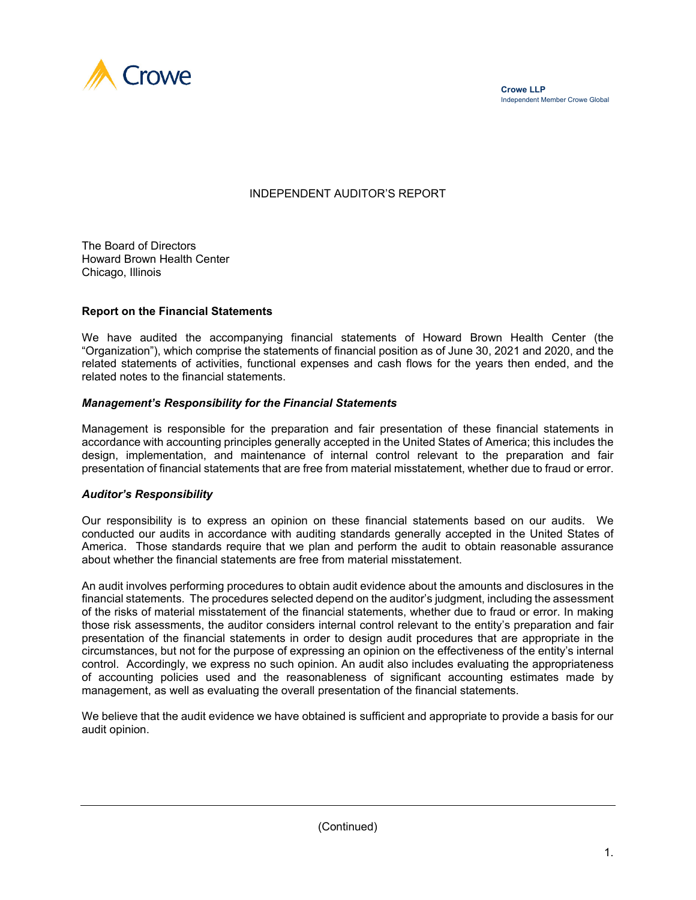Crowe LLP
Independent Member Crowe Global

# INDEPENDENT AUDITOR'S REPORT

The Board of Directors
Howard Brown Health Center
Chicago, Illinois

## Report on the Financial Statements

We have audited the accompanying financial statements of Howard Brown Health Center (the "Organization"), which comprise the statements of financial position as of June 30, 2021 and 2020, and the related statements of activities, functional expenses and cash flows for the years then ended, and the related notes to the financial statements.

### *Management's Responsibility for the Financial Statements*

Management is responsible for the preparation and fair presentation of these financial statements in accordance with accounting principles generally accepted in the United States of America; this includes the design, implementation, and maintenance of internal control relevant to the preparation and fair presentation of financial statements that are free from material misstatement, whether due to fraud or error.

### *Auditor's Responsibility*

Our responsibility is to express an opinion on these financial statements based on our audits. We conducted our audits in accordance with auditing standards generally accepted in the United States of America. Those standards require that we plan and perform the audit to obtain reasonable assurance about whether the financial statements are free from material misstatement.

An audit involves performing procedures to obtain audit evidence about the amounts and disclosures in the financial statements. The procedures selected depend on the auditor's judgment, including the assessment of the risks of material misstatement of the financial statements, whether due to fraud or error. In making those risk assessments, the auditor considers internal control relevant to the entity's preparation and fair presentation of the financial statements in order to design audit procedures that are appropriate in the circumstances, but not for the purpose of expressing an opinion on the effectiveness of the entity's internal control. Accordingly, we express no such opinion. An audit also includes evaluating the appropriateness of accounting policies used and the reasonableness of significant accounting estimates made by management, as well as evaluating the overall presentation of the financial statements.

We believe that the audit evidence we have obtained is sufficient and appropriate to provide a basis for our audit opinion.

(Continued)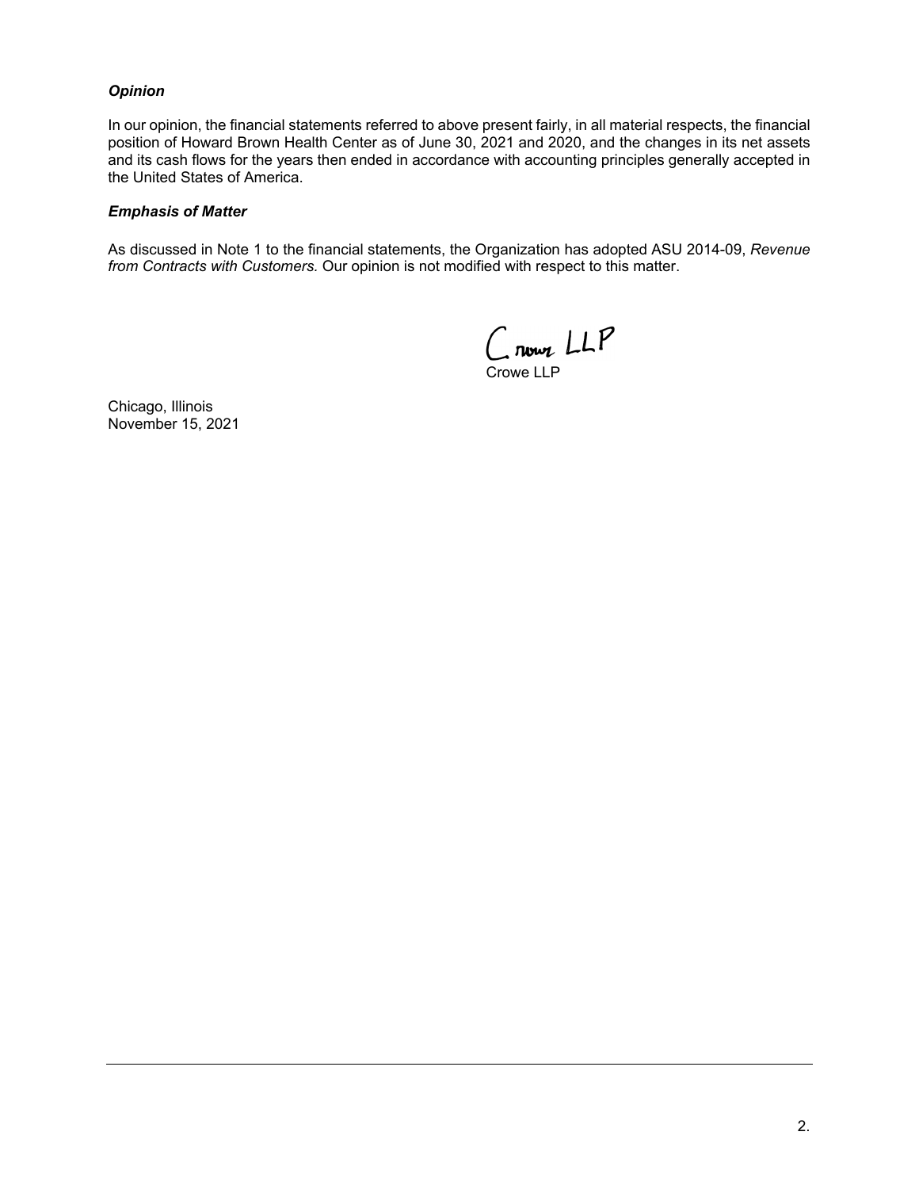***Opinion***

In our opinion, the financial statements referred to above present fairly, in all material respects, the financial position of Howard Brown Health Center as of June 30, 2021 and 2020, and the changes in its net assets and its cash flows for the years then ended in accordance with accounting principles generally accepted in the United States of America.

***Emphasis of Matter***

As discussed in Note 1 to the financial statements, the Organization has adopted ASU 2014-09, *Revenue from Contracts with Customers.* Our opinion is not modified with respect to this matter.

Crowe LLP

Crowe LLP

Chicago, Illinois
November 15, 2021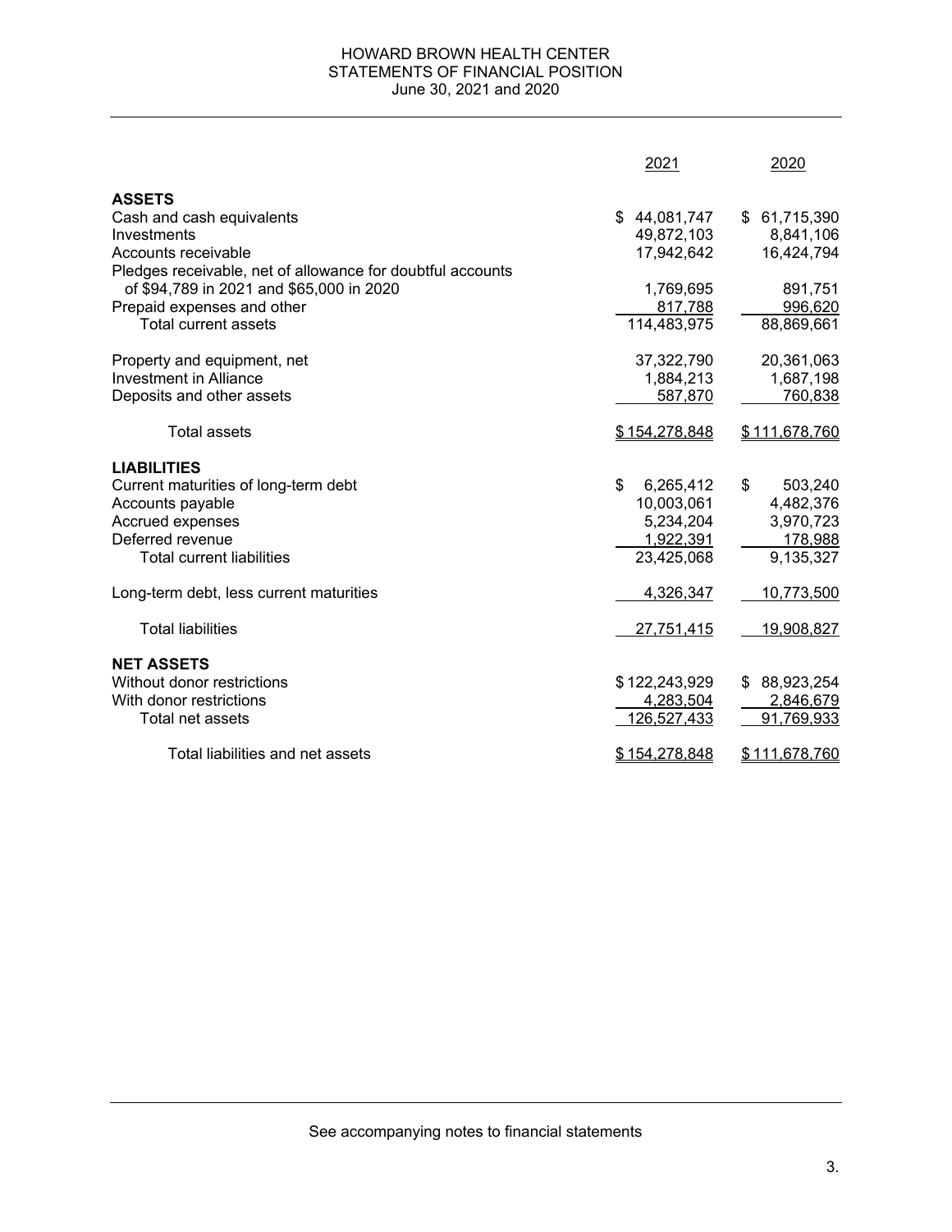# HOWARD BROWN HEALTH CENTER
## STATEMENTS OF FINANCIAL POSITION
### June 30, 2021 and 2020

| | 2021 | 2020 |
|---|---|---|
| **ASSETS** | | |
| Cash and cash equivalents | $ 44,081,747 | $ 61,715,390 |
| Investments | 49,872,103 | 8,841,106 |
| Accounts receivable | 17,942,642 | 16,424,794 |
| Pledges receivable, net of allowance for doubtful accounts of $94,789 in 2021 and $65,000 in 2020 | 1,769,695 | 891,751 |
| Prepaid expenses and other | 817,788 | 996,620 |
| Total current assets | 114,483,975 | 88,869,661 |
| | | |
| Property and equipment, net | 37,322,790 | 20,361,063 |
| Investment in Alliance | 1,884,213 | 1,687,198 |
| Deposits and other assets | 587,870 | 760,838 |
| | | |
| Total assets | $ 154,278,848 | $ 111,678,760 |
| | | |
| **LIABILITIES** | | |
| Current maturities of long-term debt | $ 6,265,412 | $ 503,240 |
| Accounts payable | 10,003,061 | 4,482,376 |
| Accrued expenses | 5,234,204 | 3,970,723 |
| Deferred revenue | 1,922,391 | 178,988 |
| Total current liabilities | 23,425,068 | 9,135,327 |
| | | |
| Long-term debt, less current maturities | 4,326,347 | 10,773,500 |
| | | |
| Total liabilities | 27,751,415 | 19,908,827 |
| | | |
| **NET ASSETS** | | |
| Without donor restrictions | $ 122,243,929 | $ 88,923,254 |
| With donor restrictions | 4,283,504 | 2,846,679 |
| Total net assets | 126,527,433 | 91,769,933 |
| | | |
| Total liabilities and net assets | $ 154,278,848 | $ 111,678,760 |

See accompanying notes to financial statements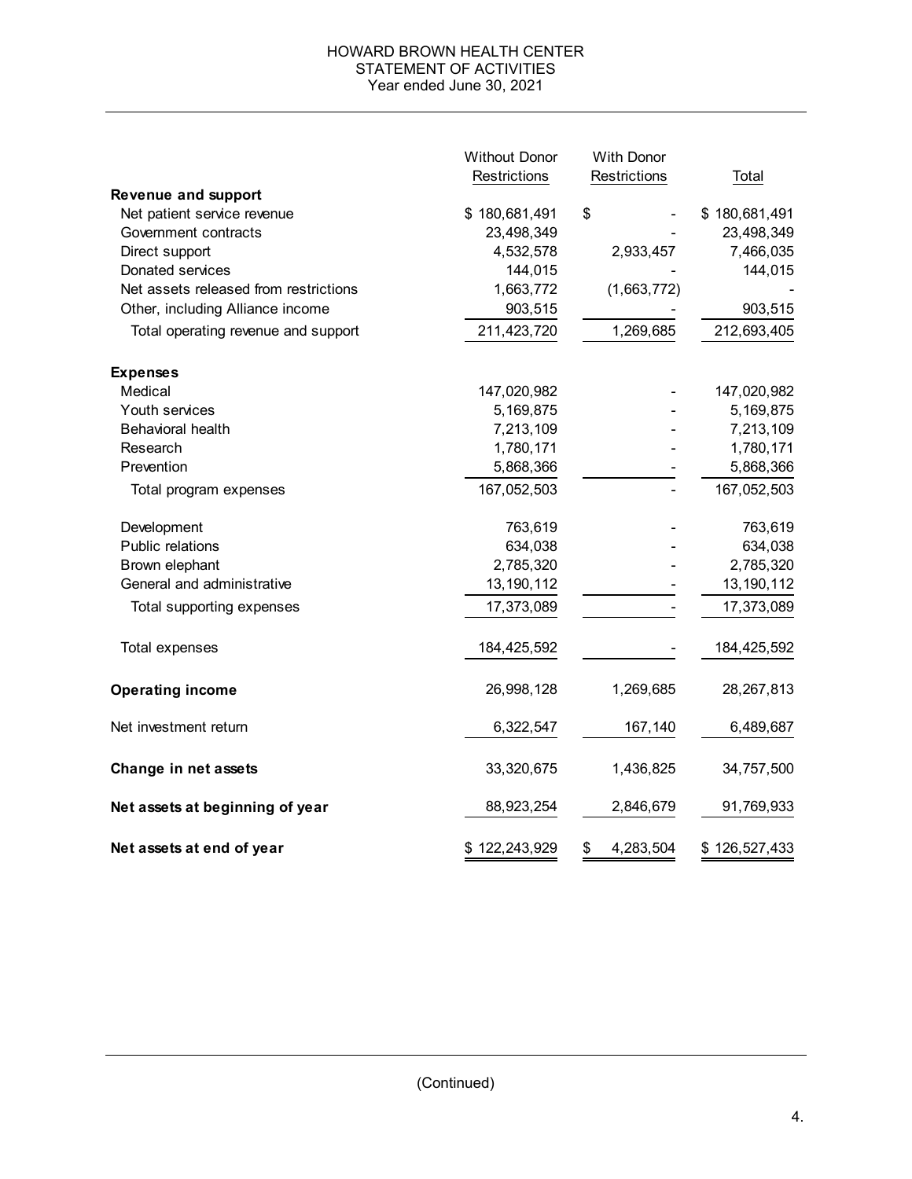# HOWARD BROWN HEALTH CENTER
## STATEMENT OF ACTIVITIES
### Year ended June 30, 2021

| | Without Donor Restrictions | With Donor Restrictions | Total |
|---|---|---|---|
| **Revenue and support** | | | |
| Net patient service revenue | $ 180,681,491 | $ - | $ 180,681,491 |
| Government contracts | 23,498,349 | - | 23,498,349 |
| Direct support | 4,532,578 | 2,933,457 | 7,466,035 |
| Donated services | 144,015 | - | 144,015 |
| Net assets released from restrictions | 1,663,772 | (1,663,772) | - |
| Other, including Alliance income | 903,515 | - | 903,515 |
| Total operating revenue and support | 211,423,720 | 1,269,685 | 212,693,405 |
| **Expenses** | | | |
| Medical | 147,020,982 | - | 147,020,982 |
| Youth services | 5,169,875 | - | 5,169,875 |
| Behavioral health | 7,213,109 | - | 7,213,109 |
| Research | 1,780,171 | - | 1,780,171 |
| Prevention | 5,868,366 | - | 5,868,366 |
| Total program expenses | 167,052,503 | - | 167,052,503 |
| Development | 763,619 | - | 763,619 |
| Public relations | 634,038 | - | 634,038 |
| Brown elephant | 2,785,320 | - | 2,785,320 |
| General and administrative | 13,190,112 | - | 13,190,112 |
| Total supporting expenses | 17,373,089 | - | 17,373,089 |
| Total expenses | 184,425,592 | - | 184,425,592 |
| **Operating income** | 26,998,128 | 1,269,685 | 28,267,813 |
| Net investment return | 6,322,547 | 167,140 | 6,489,687 |
| **Change in net assets** | 33,320,675 | 1,436,825 | 34,757,500 |
| **Net assets at beginning of year** | 88,923,254 | 2,846,679 | 91,769,933 |
| **Net assets at end of year** | $ 122,243,929 | $ 4,283,504 | $ 126,527,433 |

(Continued)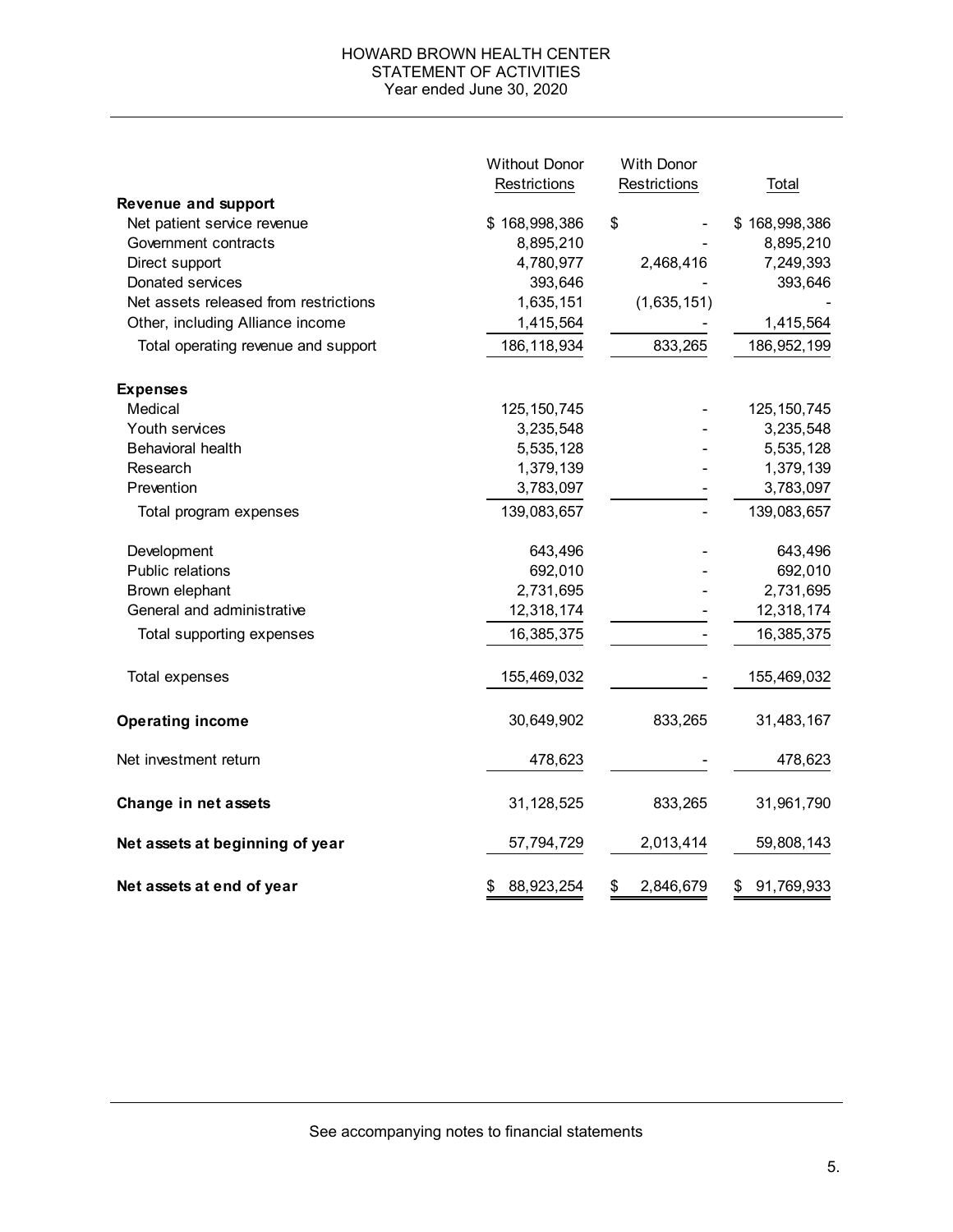# HOWARD BROWN HEALTH CENTER
## STATEMENT OF ACTIVITIES
### Year ended June 30, 2020

| | Without Donor Restrictions | With Donor Restrictions | Total |
|---|---|---|---|
| **Revenue and support** | | | |
| Net patient service revenue | $ 168,998,386 | $ - | $ 168,998,386 |
| Government contracts | 8,895,210 | - | 8,895,210 |
| Direct support | 4,780,977 | 2,468,416 | 7,249,393 |
| Donated services | 393,646 | - | 393,646 |
| Net assets released from restrictions | 1,635,151 | (1,635,151) | - |
| Other, including Alliance income | 1,415,564 | - | 1,415,564 |
| Total operating revenue and support | 186,118,934 | 833,265 | 186,952,199 |
| **Expenses** | | | |
| Medical | 125,150,745 | - | 125,150,745 |
| Youth services | 3,235,548 | - | 3,235,548 |
| Behavioral health | 5,535,128 | - | 5,535,128 |
| Research | 1,379,139 | - | 1,379,139 |
| Prevention | 3,783,097 | - | 3,783,097 |
| Total program expenses | 139,083,657 | - | 139,083,657 |
| Development | 643,496 | - | 643,496 |
| Public relations | 692,010 | - | 692,010 |
| Brown elephant | 2,731,695 | - | 2,731,695 |
| General and administrative | 12,318,174 | - | 12,318,174 |
| Total supporting expenses | 16,385,375 | - | 16,385,375 |
| Total expenses | 155,469,032 | - | 155,469,032 |
| **Operating income** | 30,649,902 | 833,265 | 31,483,167 |
| Net investment return | 478,623 | - | 478,623 |
| **Change in net assets** | 31,128,525 | 833,265 | 31,961,790 |
| **Net assets at beginning of year** | 57,794,729 | 2,013,414 | 59,808,143 |
| **Net assets at end of year** | $ 88,923,254 | $ 2,846,679 | $ 91,769,933 |

See accompanying notes to financial statements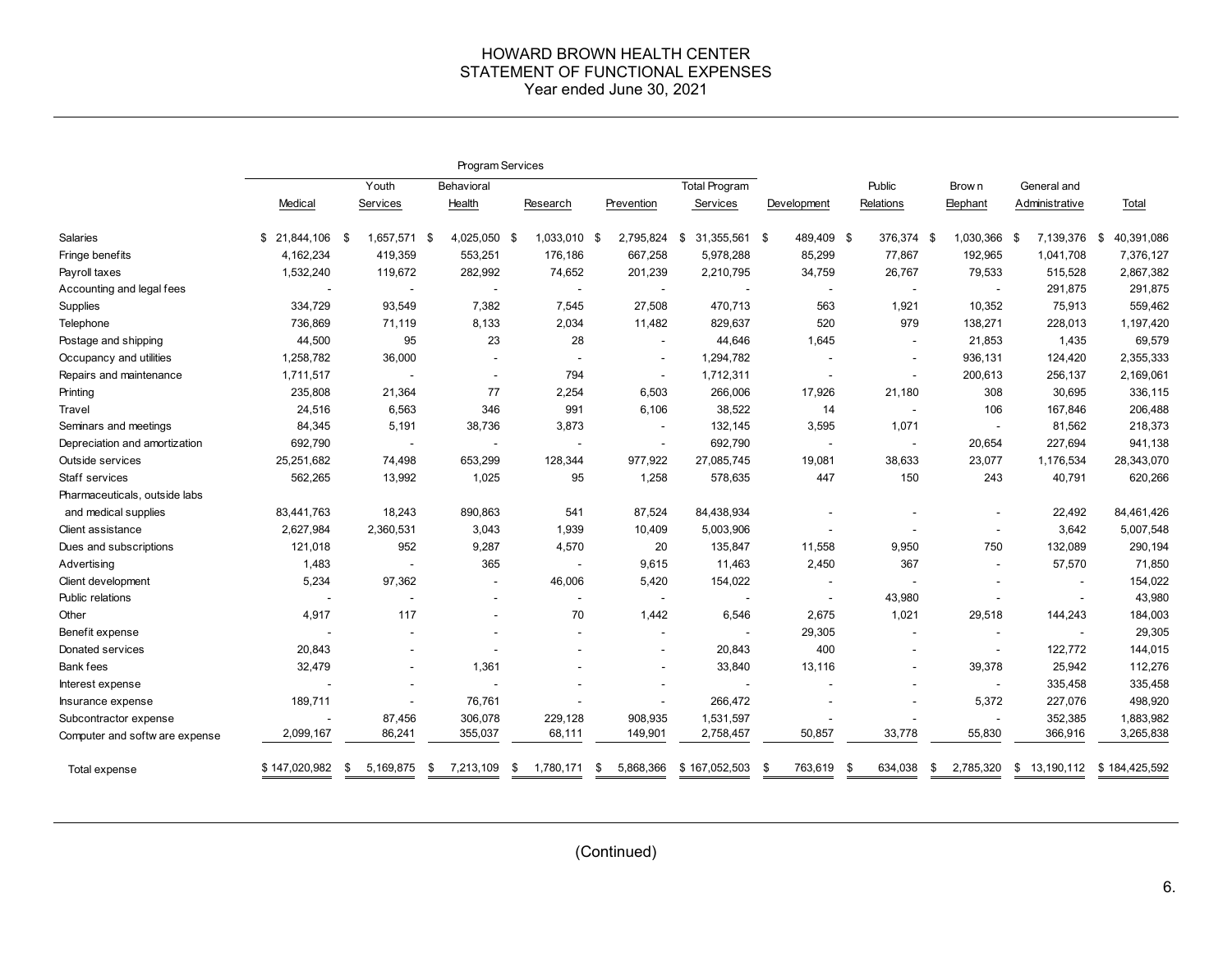# HOWARD BROWN HEALTH CENTER
## STATEMENT OF FUNCTIONAL EXPENSES
### Year ended June 30, 2021

| | Program Services | | | | | | | | | | |
|---|---|---|---|---|---|---|---|---|---|---|---|
| | Medical | Youth Services | Behavioral Health | Research | Prevention | Total Program Services | Development | Public Relations | Brown Elephant | General and Administrative | Total |
| Salaries | $ 21,844,106 | $ 1,657,571 | $ 4,025,050 | $ 1,033,010 | $ 2,795,824 | $ 31,355,561 | $ 489,409 | $ 376,374 | $ 1,030,366 | $ 7,139,376 | $ 40,391,086 |
| Fringe benefits | 4,162,234 | 419,359 | 553,251 | 176,186 | 667,258 | 5,978,288 | 85,299 | 77,867 | 192,965 | 1,041,708 | 7,376,127 |
| Payroll taxes | 1,532,240 | 119,672 | 282,992 | 74,652 | 201,239 | 2,210,795 | 34,759 | 26,767 | 79,533 | 515,528 | 2,867,382 |
| Accounting and legal fees | - | - | - | - | - | - | - | - | - | 291,875 | 291,875 |
| Supplies | 334,729 | 93,549 | 7,382 | 7,545 | 27,508 | 470,713 | 563 | 1,921 | 10,352 | 75,913 | 559,462 |
| Telephone | 736,869 | 71,119 | 8,133 | 2,034 | 11,482 | 829,637 | 520 | 979 | 138,271 | 228,013 | 1,197,420 |
| Postage and shipping | 44,500 | 95 | 23 | 28 | - | 44,646 | 1,645 | - | 21,853 | 1,435 | 69,579 |
| Occupancy and utilities | 1,258,782 | 36,000 | - | - | - | 1,294,782 | - | - | 936,131 | 124,420 | 2,355,333 |
| Repairs and maintenance | 1,711,517 | - | - | 794 | - | 1,712,311 | - | - | 200,613 | 256,137 | 2,169,061 |
| Printing | 235,808 | 21,364 | 77 | 2,254 | 6,503 | 266,006 | 17,926 | 21,180 | 308 | 30,695 | 336,115 |
| Travel | 24,516 | 6,563 | 346 | 991 | 6,106 | 38,522 | 14 | - | 106 | 167,846 | 206,488 |
| Seminars and meetings | 84,345 | 5,191 | 38,736 | 3,873 | - | 132,145 | 3,595 | 1,071 | - | 81,562 | 218,373 |
| Depreciation and amortization | 692,790 | - | - | - | - | 692,790 | - | - | 20,654 | 227,694 | 941,138 |
| Outside services | 25,251,682 | 74,498 | 653,299 | 128,344 | 977,922 | 27,085,745 | 19,081 | 38,633 | 23,077 | 1,176,534 | 28,343,070 |
| Staff services | 562,265 | 13,992 | 1,025 | 95 | 1,258 | 578,635 | 447 | 150 | 243 | 40,791 | 620,266 |
| Pharmaceuticals, outside labs and medical supplies | 83,441,763 | 18,243 | 890,863 | 541 | 87,524 | 84,438,934 | - | - | - | 22,492 | 84,461,426 |
| Client assistance | 2,627,984 | 2,360,531 | 3,043 | 1,939 | 10,409 | 5,003,906 | - | - | - | 3,642 | 5,007,548 |
| Dues and subscriptions | 121,018 | 952 | 9,287 | 4,570 | 20 | 135,847 | 11,558 | 9,950 | 750 | 132,089 | 290,194 |
| Advertising | 1,483 | - | 365 | - | 9,615 | 11,463 | 2,450 | 367 | - | 57,570 | 71,850 |
| Client development | 5,234 | 97,362 | - | 46,006 | 5,420 | 154,022 | - | - | - | - | 154,022 |
| Public relations | - | - | - | - | - | - | - | 43,980 | - | - | 43,980 |
| Other | 4,917 | 117 | - | 70 | 1,442 | 6,546 | 2,675 | 1,021 | 29,518 | 144,243 | 184,003 |
| Benefit expense | - | - | - | - | - | - | 29,305 | - | - | - | 29,305 |
| Donated services | 20,843 | - | - | - | - | 20,843 | 400 | - | - | 122,772 | 144,015 |
| Bank fees | 32,479 | - | 1,361 | - | - | 33,840 | 13,116 | - | 39,378 | 25,942 | 112,276 |
| Interest expense | - | - | - | - | - | - | - | - | - | 335,458 | 335,458 |
| Insurance expense | 189,711 | - | 76,761 | - | - | 266,472 | - | - | 5,372 | 227,076 | 498,920 |
| Subcontractor expense | - | 87,456 | 306,078 | 229,128 | 908,935 | 1,531,597 | - | - | - | 352,385 | 1,883,982 |
| Computer and software expense | 2,099,167 | 86,241 | 355,037 | 68,111 | 149,901 | 2,758,457 | 50,857 | 33,778 | 55,830 | 366,916 | 3,265,838 |
| Total expense | $ 147,020,982 | $ 5,169,875 | $ 7,213,109 | $ 1,780,171 | $ 5,868,366 | $ 167,052,503 | $ 763,619 | $ 634,038 | $ 2,785,320 | $ 13,190,112 | $ 184,425,592 |

(Continued)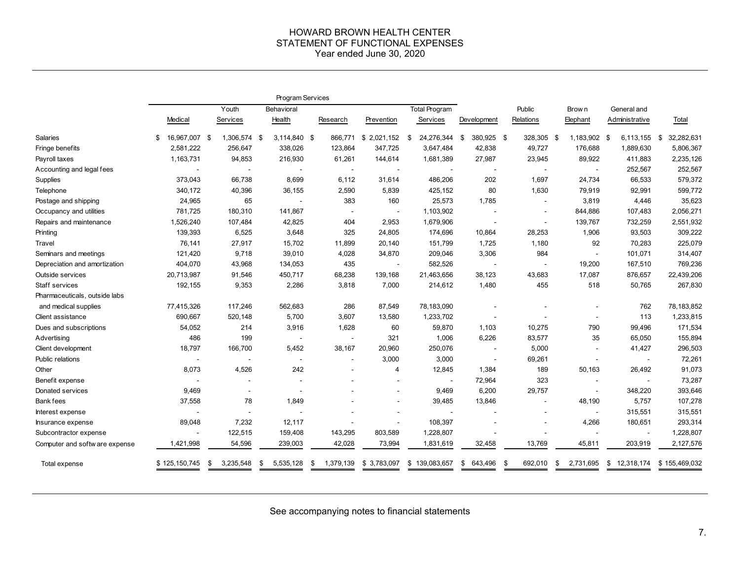# HOWARD BROWN HEALTH CENTER
## STATEMENT OF FUNCTIONAL EXPENSES
### Year ended June 30, 2020

| | Program Services | | | | | | | | | | |
|---|---|---|---|---|---|---|---|---|---|---|---|
| | Medical | Youth Services | Behavioral Health | Research | Prevention | Total Program Services | Development | Public Relations | Brown Elephant | General and Administrative | Total |
| Salaries | $ 16,967,007 | $ 1,306,574 | $ 3,114,840 | $ 866,771 | $ 2,021,152 | $ 24,276,344 | $ 380,925 | $ 328,305 | $ 1,183,902 | $ 6,113,155 | $ 32,282,631 |
| Fringe benefits | 2,581,222 | 256,647 | 338,026 | 123,864 | 347,725 | 3,647,484 | 42,838 | 49,727 | 176,688 | 1,889,630 | 5,806,367 |
| Payroll taxes | 1,163,731 | 94,853 | 216,930 | 61,261 | 144,614 | 1,681,389 | 27,987 | 23,945 | 89,922 | 411,883 | 2,235,126 |
| Accounting and legal fees | - | - | - | - | - | - | - | - | - | 252,567 | 252,567 |
| Supplies | 373,043 | 66,738 | 8,699 | 6,112 | 31,614 | 486,206 | 202 | 1,697 | 24,734 | 66,533 | 579,372 |
| Telephone | 340,172 | 40,396 | 36,155 | 2,590 | 5,839 | 425,152 | 80 | 1,630 | 79,919 | 92,991 | 599,772 |
| Postage and shipping | 24,965 | 65 | - | 383 | 160 | 25,573 | 1,785 | - | 3,819 | 4,446 | 35,623 |
| Occupancy and utilities | 781,725 | 180,310 | 141,867 | - | - | 1,103,902 | - | - | 844,886 | 107,483 | 2,056,271 |
| Repairs and maintenance | 1,526,240 | 107,484 | 42,825 | 404 | 2,953 | 1,679,906 | - | - | 139,767 | 732,259 | 2,551,932 |
| Printing | 139,393 | 6,525 | 3,648 | 325 | 24,805 | 174,696 | 10,864 | 28,253 | 1,906 | 93,503 | 309,222 |
| Travel | 76,141 | 27,917 | 15,702 | 11,899 | 20,140 | 151,799 | 1,725 | 1,180 | 92 | 70,283 | 225,079 |
| Seminars and meetings | 121,420 | 9,718 | 39,010 | 4,028 | 34,870 | 209,046 | 3,306 | 984 | - | 101,071 | 314,407 |
| Depreciation and amortization | 404,070 | 43,968 | 134,053 | 435 | - | 582,526 | - | - | 19,200 | 167,510 | 769,236 |
| Outside services | 20,713,987 | 91,546 | 450,717 | 68,238 | 139,168 | 21,463,656 | 38,123 | 43,683 | 17,087 | 876,657 | 22,439,206 |
| Staff services | 192,155 | 9,353 | 2,286 | 3,818 | 7,000 | 214,612 | 1,480 | 455 | 518 | 50,765 | 267,830 |
| Pharmaceuticals, outside labs and medical supplies | 77,415,326 | 117,246 | 562,683 | 286 | 87,549 | 78,183,090 | - | - | - | 762 | 78,183,852 |
| Client assistance | 690,667 | 520,148 | 5,700 | 3,607 | 13,580 | 1,233,702 | - | - | - | 113 | 1,233,815 |
| Dues and subscriptions | 54,052 | 214 | 3,916 | 1,628 | 60 | 59,870 | 1,103 | 10,275 | 790 | 99,496 | 171,534 |
| Advertising | 486 | 199 | - | - | 321 | 1,006 | 6,226 | 83,577 | 35 | 65,050 | 155,894 |
| Client development | 18,797 | 166,700 | 5,452 | 38,167 | 20,960 | 250,076 | - | 5,000 | - | 41,427 | 296,503 |
| Public relations | - | - | - | - | 3,000 | 3,000 | - | 69,261 | - | - | 72,261 |
| Other | 8,073 | 4,526 | 242 | - | 4 | 12,845 | 1,384 | 189 | 50,163 | 26,492 | 91,073 |
| Benefit expense | - | - | - | - | - | - | 72,964 | 323 | - | - | 73,287 |
| Donated services | 9,469 | - | - | - | - | 9,469 | 6,200 | 29,757 | - | 348,220 | 393,646 |
| Bank fees | 37,558 | 78 | 1,849 | - | - | 39,485 | 13,846 | - | 48,190 | 5,757 | 107,278 |
| Interest expense | - | - | - | - | - | - | - | - | - | 315,551 | 315,551 |
| Insurance expense | 89,048 | 7,232 | 12,117 | - | - | 108,397 | - | - | 4,266 | 180,651 | 293,314 |
| Subcontractor expense | - | 122,515 | 159,408 | 143,295 | 803,589 | 1,228,807 | - | - | - | - | 1,228,807 |
| Computer and software expense | 1,421,998 | 54,596 | 239,003 | 42,028 | 73,994 | 1,831,619 | 32,458 | 13,769 | 45,811 | 203,919 | 2,127,576 |
| Total expense | $ 125,150,745 | $ 3,235,548 | $ 5,535,128 | $ 1,379,139 | $ 3,783,097 | $ 139,083,657 | $ 643,496 | $ 692,010 | $ 2,731,695 | $ 12,318,174 | $ 155,469,032 |

See accompanying notes to financial statements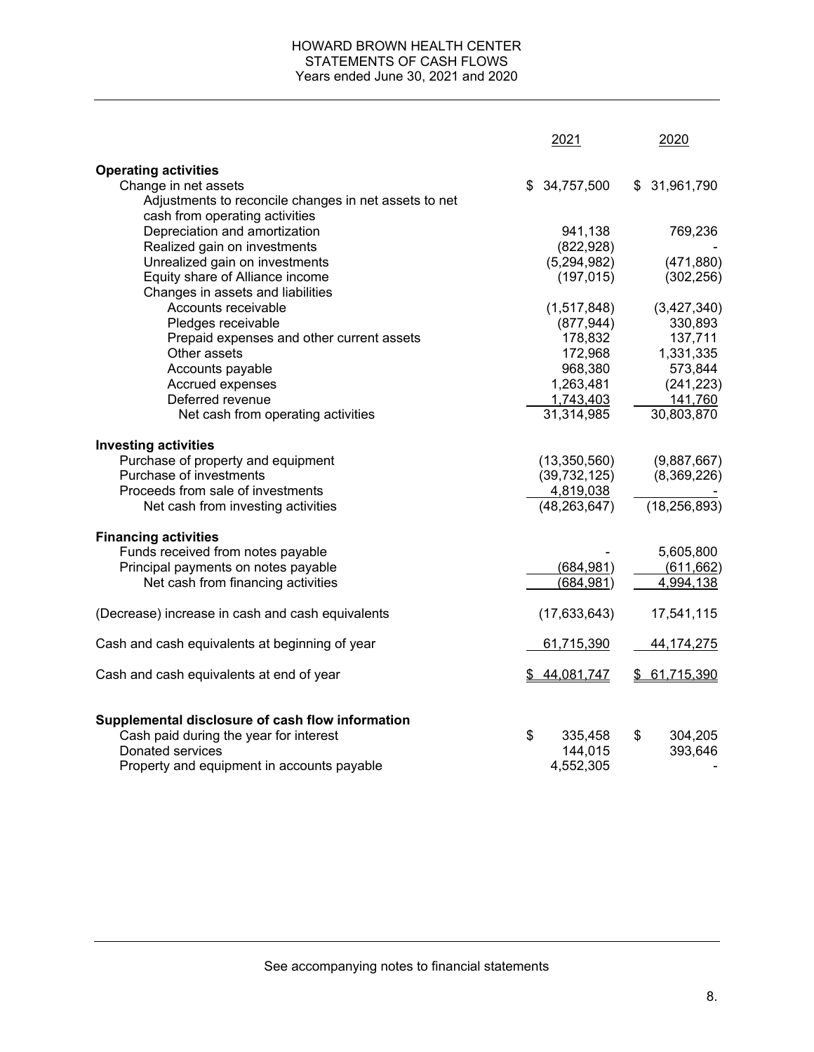# HOWARD BROWN HEALTH CENTER
## STATEMENTS OF CASH FLOWS
### Years ended June 30, 2021 and 2020

| | 2021 | 2020 |
|---|---|---|
| **Operating activities** | | |
| Change in net assets | $ 34,757,500 | $ 31,961,790 |
| Adjustments to reconcile changes in net assets to net cash from operating activities | | |
| Depreciation and amortization | 941,138 | 769,236 |
| Realized gain on investments | (822,928) | - |
| Unrealized gain on investments | (5,294,982) | (471,880) |
| Equity share of Alliance income | (197,015) | (302,256) |
| Changes in assets and liabilities | | |
| Accounts receivable | (1,517,848) | (3,427,340) |
| Pledges receivable | (877,944) | 330,893 |
| Prepaid expenses and other current assets | 178,832 | 137,711 |
| Other assets | 172,968 | 1,331,335 |
| Accounts payable | 968,380 | 573,844 |
| Accrued expenses | 1,263,481 | (241,223) |
| Deferred revenue | 1,743,403 | 141,760 |
| Net cash from operating activities | 31,314,985 | 30,803,870 |
| **Investing activities** | | |
| Purchase of property and equipment | (13,350,560) | (9,887,667) |
| Purchase of investments | (39,732,125) | (8,369,226) |
| Proceeds from sale of investments | 4,819,038 | - |
| Net cash from investing activities | (48,263,647) | (18,256,893) |
| **Financing activities** | | |
| Funds received from notes payable | - | 5,605,800 |
| Principal payments on notes payable | (684,981) | (611,662) |
| Net cash from financing activities | (684,981) | 4,994,138 |
| (Decrease) increase in cash and cash equivalents | (17,633,643) | 17,541,115 |
| Cash and cash equivalents at beginning of year | 61,715,390 | 44,174,275 |
| Cash and cash equivalents at end of year | $ 44,081,747 | $ 61,715,390 |
| **Supplemental disclosure of cash flow information** | | |
| Cash paid during the year for interest | $ 335,458 | $ 304,205 |
| Donated services | 144,015 | 393,646 |
| Property and equipment in accounts payable | 4,552,305 | - |

See accompanying notes to financial statements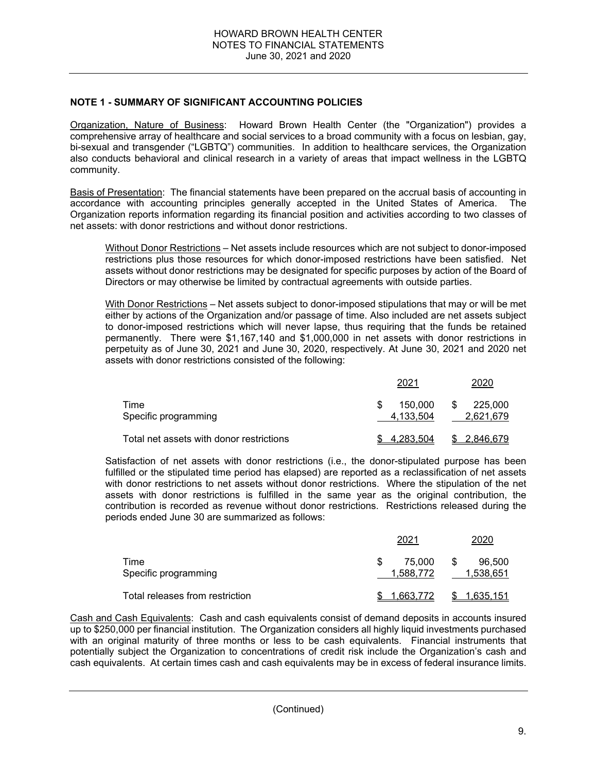## NOTE 1 - SUMMARY OF SIGNIFICANT ACCOUNTING POLICIES

Organization, Nature of Business: Howard Brown Health Center (the "Organization") provides a comprehensive array of healthcare and social services to a broad community with a focus on lesbian, gay, bi-sexual and transgender ("LGBTQ") communities. In addition to healthcare services, the Organization also conducts behavioral and clinical research in a variety of areas that impact wellness in the LGBTQ community.

Basis of Presentation: The financial statements have been prepared on the accrual basis of accounting in accordance with accounting principles generally accepted in the United States of America. The Organization reports information regarding its financial position and activities according to two classes of net assets: with donor restrictions and without donor restrictions.

Without Donor Restrictions – Net assets include resources which are not subject to donor-imposed restrictions plus those resources for which donor-imposed restrictions have been satisfied. Net assets without donor restrictions may be designated for specific purposes by action of the Board of Directors or may otherwise be limited by contractual agreements with outside parties.

With Donor Restrictions – Net assets subject to donor-imposed stipulations that may or will be met either by actions of the Organization and/or passage of time. Also included are net assets subject to donor-imposed restrictions which will never lapse, thus requiring that the funds be retained permanently. There were $1,167,140 and $1,000,000 in net assets with donor restrictions in perpetuity as of June 30, 2021 and June 30, 2020, respectively. At June 30, 2021 and 2020 net assets with donor restrictions consisted of the following:

| | 2021 | 2020 |
|---|---|---|
| Time | $ 150,000 | $ 225,000 |
| Specific programming | 4,133,504 | 2,621,679 |
| Total net assets with donor restrictions | $ 4,283,504 | $ 2,846,679 |

Satisfaction of net assets with donor restrictions (i.e., the donor-stipulated purpose has been fulfilled or the stipulated time period has elapsed) are reported as a reclassification of net assets with donor restrictions to net assets without donor restrictions. Where the stipulation of the net assets with donor restrictions is fulfilled in the same year as the original contribution, the contribution is recorded as revenue without donor restrictions. Restrictions released during the periods ended June 30 are summarized as follows:

| | 2021 | 2020 |
|---|---|---|
| Time | $ 75,000 | $ 96,500 |
| Specific programming | 1,588,772 | 1,538,651 |
| Total releases from restriction | $ 1,663,772 | $ 1,635,151 |

Cash and Cash Equivalents: Cash and cash equivalents consist of demand deposits in accounts insured up to $250,000 per financial institution. The Organization considers all highly liquid investments purchased with an original maturity of three months or less to be cash equivalents. Financial instruments that potentially subject the Organization to concentrations of credit risk include the Organization's cash and cash equivalents. At certain times cash and cash equivalents may be in excess of federal insurance limits.

(Continued)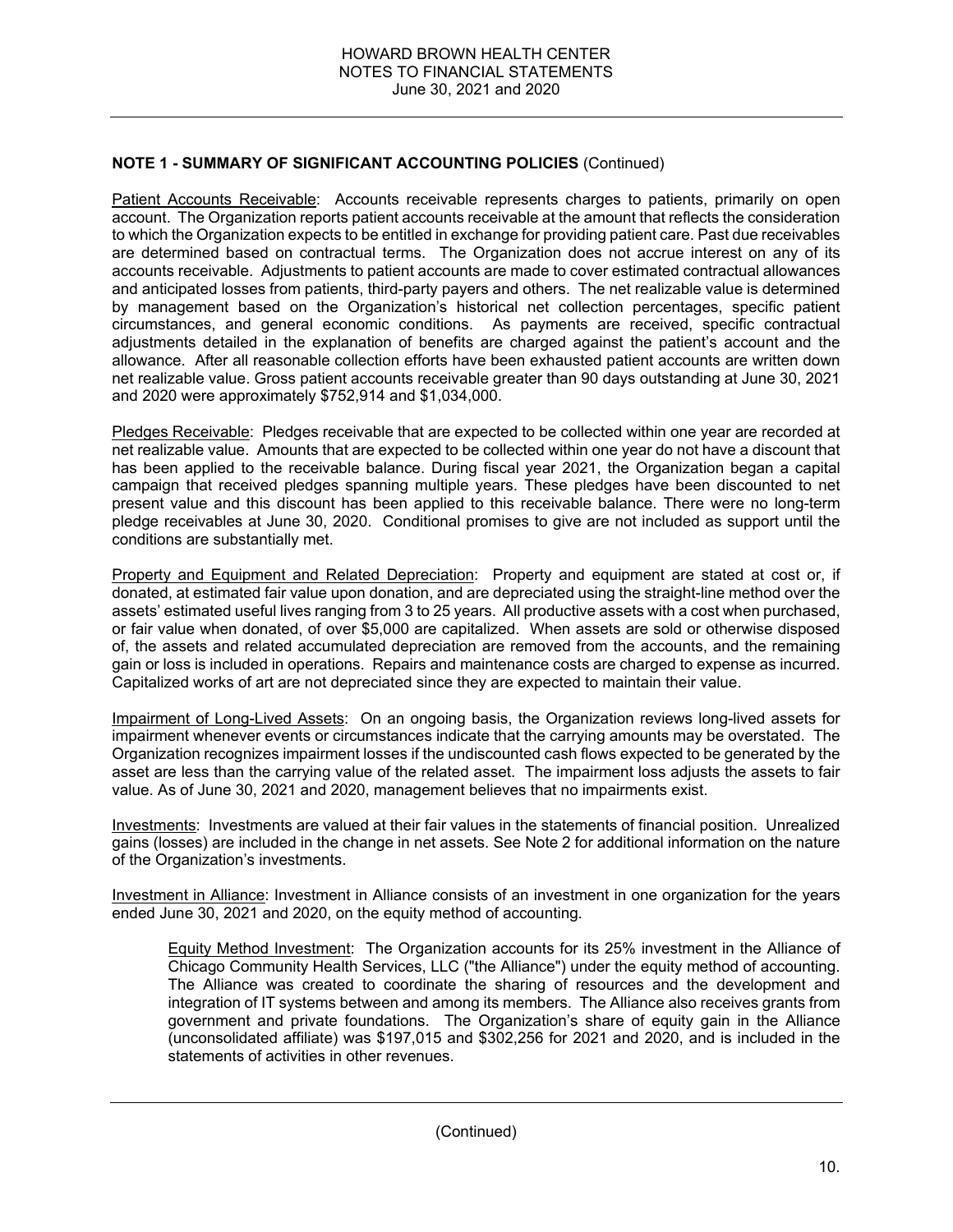**NOTE 1 - SUMMARY OF SIGNIFICANT ACCOUNTING POLICIES** (Continued)

Patient Accounts Receivable: Accounts receivable represents charges to patients, primarily on open account. The Organization reports patient accounts receivable at the amount that reflects the consideration to which the Organization expects to be entitled in exchange for providing patient care. Past due receivables are determined based on contractual terms. The Organization does not accrue interest on any of its accounts receivable. Adjustments to patient accounts are made to cover estimated contractual allowances and anticipated losses from patients, third-party payers and others. The net realizable value is determined by management based on the Organization's historical net collection percentages, specific patient circumstances, and general economic conditions. As payments are received, specific contractual adjustments detailed in the explanation of benefits are charged against the patient's account and the allowance. After all reasonable collection efforts have been exhausted patient accounts are written down net realizable value. Gross patient accounts receivable greater than 90 days outstanding at June 30, 2021 and 2020 were approximately $752,914 and $1,034,000.

Pledges Receivable: Pledges receivable that are expected to be collected within one year are recorded at net realizable value. Amounts that are expected to be collected within one year do not have a discount that has been applied to the receivable balance. During fiscal year 2021, the Organization began a capital campaign that received pledges spanning multiple years. These pledges have been discounted to net present value and this discount has been applied to this receivable balance. There were no long-term pledge receivables at June 30, 2020. Conditional promises to give are not included as support until the conditions are substantially met.

Property and Equipment and Related Depreciation: Property and equipment are stated at cost or, if donated, at estimated fair value upon donation, and are depreciated using the straight-line method over the assets' estimated useful lives ranging from 3 to 25 years. All productive assets with a cost when purchased, or fair value when donated, of over $5,000 are capitalized. When assets are sold or otherwise disposed of, the assets and related accumulated depreciation are removed from the accounts, and the remaining gain or loss is included in operations. Repairs and maintenance costs are charged to expense as incurred. Capitalized works of art are not depreciated since they are expected to maintain their value.

Impairment of Long-Lived Assets: On an ongoing basis, the Organization reviews long-lived assets for impairment whenever events or circumstances indicate that the carrying amounts may be overstated. The Organization recognizes impairment losses if the undiscounted cash flows expected to be generated by the asset are less than the carrying value of the related asset. The impairment loss adjusts the assets to fair value. As of June 30, 2021 and 2020, management believes that no impairments exist.

Investments: Investments are valued at their fair values in the statements of financial position. Unrealized gains (losses) are included in the change in net assets. See Note 2 for additional information on the nature of the Organization's investments.

Investment in Alliance: Investment in Alliance consists of an investment in one organization for the years ended June 30, 2021 and 2020, on the equity method of accounting.

> Equity Method Investment: The Organization accounts for its 25% investment in the Alliance of Chicago Community Health Services, LLC ("the Alliance") under the equity method of accounting. The Alliance was created to coordinate the sharing of resources and the development and integration of IT systems between and among its members. The Alliance also receives grants from government and private foundations. The Organization's share of equity gain in the Alliance (unconsolidated affiliate) was $197,015 and $302,256 for 2021 and 2020, and is included in the statements of activities in other revenues.

(Continued)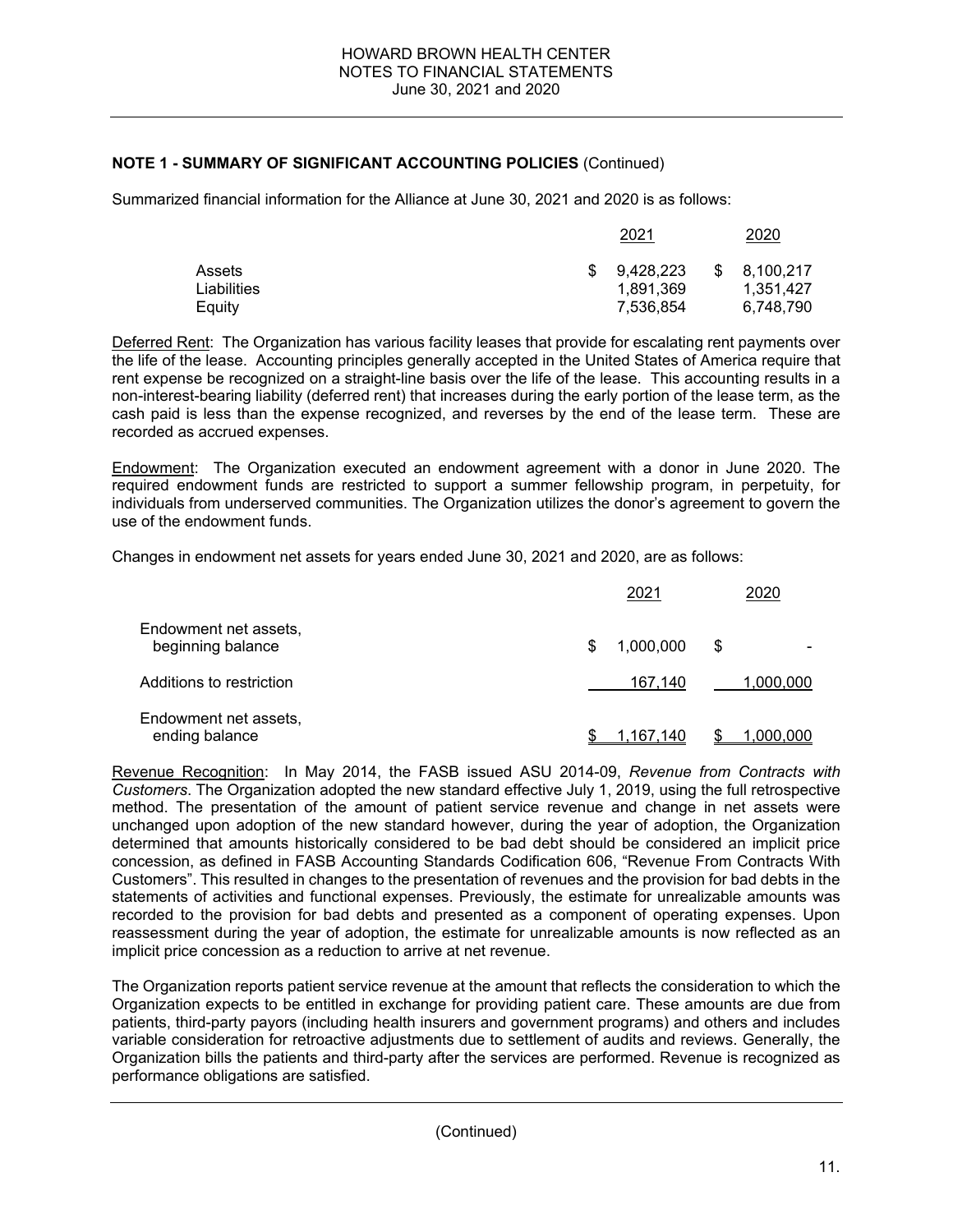**NOTE 1 - SUMMARY OF SIGNIFICANT ACCOUNTING POLICIES** (Continued)

Summarized financial information for the Alliance at June 30, 2021 and 2020 is as follows:

| | 2021 | 2020 |
|---|---|---|
| Assets | $ 9,428,223 | $ 8,100,217 |
| Liabilities | 1,891,369 | 1,351,427 |
| Equity | 7,536,854 | 6,748,790 |

Deferred Rent: The Organization has various facility leases that provide for escalating rent payments over the life of the lease. Accounting principles generally accepted in the United States of America require that rent expense be recognized on a straight-line basis over the life of the lease. This accounting results in a non-interest-bearing liability (deferred rent) that increases during the early portion of the lease term, as the cash paid is less than the expense recognized, and reverses by the end of the lease term. These are recorded as accrued expenses.

Endowment: The Organization executed an endowment agreement with a donor in June 2020. The required endowment funds are restricted to support a summer fellowship program, in perpetuity, for individuals from underserved communities. The Organization utilizes the donor's agreement to govern the use of the endowment funds.

Changes in endowment net assets for years ended June 30, 2021 and 2020, are as follows:

| | 2021 | 2020 |
|---|---|---|
| Endowment net assets, beginning balance | $ 1,000,000 | $ - |
| Additions to restriction | 167,140 | 1,000,000 |
| Endowment net assets, ending balance | $ 1,167,140 | $ 1,000,000 |

Revenue Recognition: In May 2014, the FASB issued ASU 2014-09, *Revenue from Contracts with Customers*. The Organization adopted the new standard effective July 1, 2019, using the full retrospective method. The presentation of the amount of patient service revenue and change in net assets were unchanged upon adoption of the new standard however, during the year of adoption, the Organization determined that amounts historically considered to be bad debt should be considered an implicit price concession, as defined in FASB Accounting Standards Codification 606, "Revenue From Contracts With Customers". This resulted in changes to the presentation of revenues and the provision for bad debts in the statements of activities and functional expenses. Previously, the estimate for unrealizable amounts was recorded to the provision for bad debts and presented as a component of operating expenses. Upon reassessment during the year of adoption, the estimate for unrealizable amounts is now reflected as an implicit price concession as a reduction to arrive at net revenue.

The Organization reports patient service revenue at the amount that reflects the consideration to which the Organization expects to be entitled in exchange for providing patient care. These amounts are due from patients, third-party payors (including health insurers and government programs) and others and includes variable consideration for retroactive adjustments due to settlement of audits and reviews. Generally, the Organization bills the patients and third-party after the services are performed. Revenue is recognized as performance obligations are satisfied.

(Continued)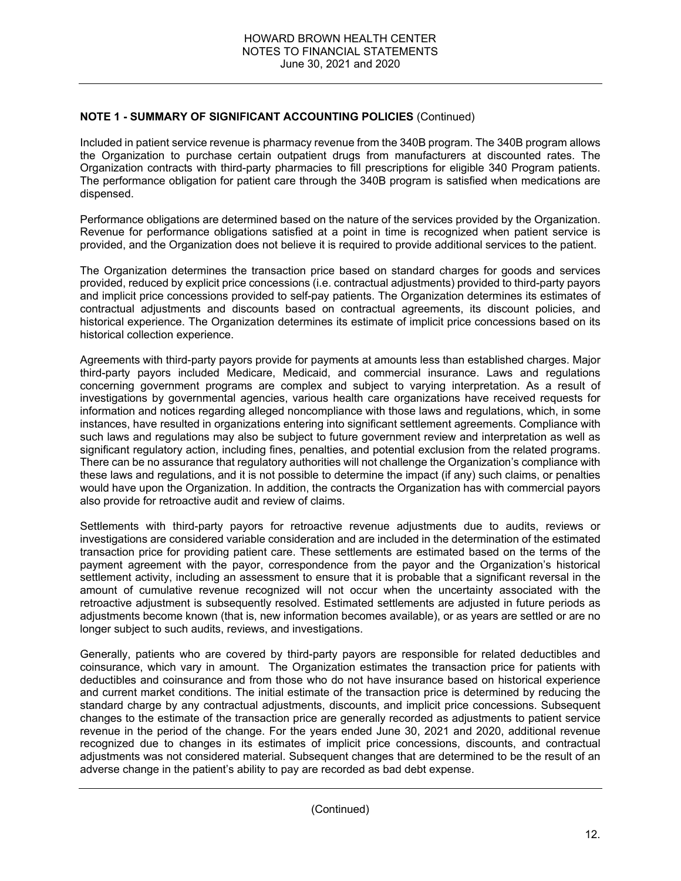## NOTE 1 - SUMMARY OF SIGNIFICANT ACCOUNTING POLICIES (Continued)

Included in patient service revenue is pharmacy revenue from the 340B program. The 340B program allows the Organization to purchase certain outpatient drugs from manufacturers at discounted rates. The Organization contracts with third-party pharmacies to fill prescriptions for eligible 340 Program patients. The performance obligation for patient care through the 340B program is satisfied when medications are dispensed.

Performance obligations are determined based on the nature of the services provided by the Organization. Revenue for performance obligations satisfied at a point in time is recognized when patient service is provided, and the Organization does not believe it is required to provide additional services to the patient.

The Organization determines the transaction price based on standard charges for goods and services provided, reduced by explicit price concessions (i.e. contractual adjustments) provided to third-party payors and implicit price concessions provided to self-pay patients. The Organization determines its estimates of contractual adjustments and discounts based on contractual agreements, its discount policies, and historical experience. The Organization determines its estimate of implicit price concessions based on its historical collection experience.

Agreements with third-party payors provide for payments at amounts less than established charges. Major third-party payors included Medicare, Medicaid, and commercial insurance. Laws and regulations concerning government programs are complex and subject to varying interpretation. As a result of investigations by governmental agencies, various health care organizations have received requests for information and notices regarding alleged noncompliance with those laws and regulations, which, in some instances, have resulted in organizations entering into significant settlement agreements. Compliance with such laws and regulations may also be subject to future government review and interpretation as well as significant regulatory action, including fines, penalties, and potential exclusion from the related programs. There can be no assurance that regulatory authorities will not challenge the Organization's compliance with these laws and regulations, and it is not possible to determine the impact (if any) such claims, or penalties would have upon the Organization. In addition, the contracts the Organization has with commercial payors also provide for retroactive audit and review of claims.

Settlements with third-party payors for retroactive revenue adjustments due to audits, reviews or investigations are considered variable consideration and are included in the determination of the estimated transaction price for providing patient care. These settlements are estimated based on the terms of the payment agreement with the payor, correspondence from the payor and the Organization's historical settlement activity, including an assessment to ensure that it is probable that a significant reversal in the amount of cumulative revenue recognized will not occur when the uncertainty associated with the retroactive adjustment is subsequently resolved. Estimated settlements are adjusted in future periods as adjustments become known (that is, new information becomes available), or as years are settled or are no longer subject to such audits, reviews, and investigations.

Generally, patients who are covered by third-party payors are responsible for related deductibles and coinsurance, which vary in amount. The Organization estimates the transaction price for patients with deductibles and coinsurance and from those who do not have insurance based on historical experience and current market conditions. The initial estimate of the transaction price is determined by reducing the standard charge by any contractual adjustments, discounts, and implicit price concessions. Subsequent changes to the estimate of the transaction price are generally recorded as adjustments to patient service revenue in the period of the change. For the years ended June 30, 2021 and 2020, additional revenue recognized due to changes in its estimates of implicit price concessions, discounts, and contractual adjustments was not considered material. Subsequent changes that are determined to be the result of an adverse change in the patient's ability to pay are recorded as bad debt expense.

(Continued)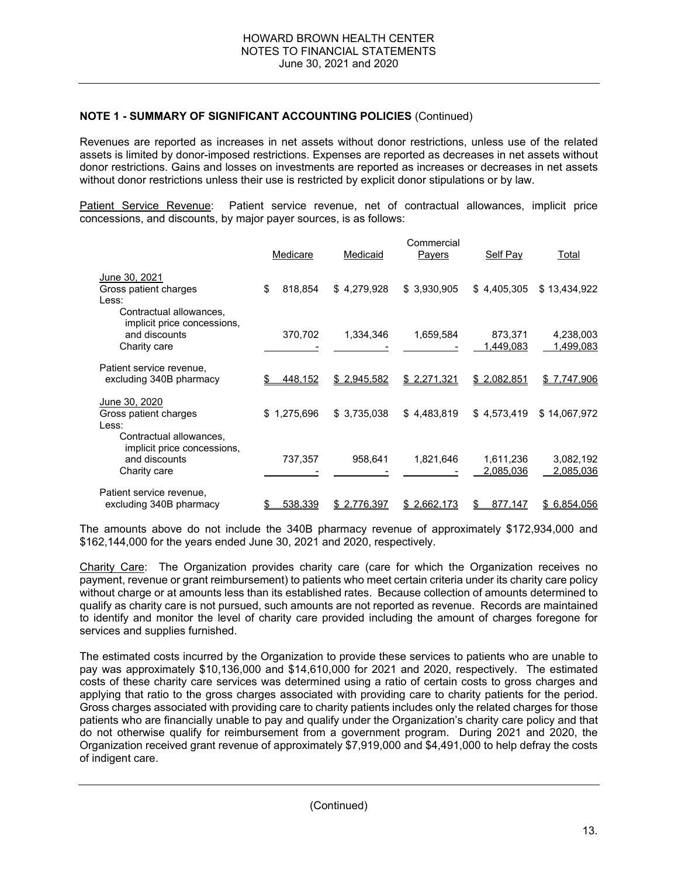**NOTE 1 - SUMMARY OF SIGNIFICANT ACCOUNTING POLICIES** (Continued)

Revenues are reported as increases in net assets without donor restrictions, unless use of the related assets is limited by donor-imposed restrictions. Expenses are reported as decreases in net assets without donor restrictions. Gains and losses on investments are reported as increases or decreases in net assets without donor restrictions unless their use is restricted by explicit donor stipulations or by law.

Patient Service Revenue: Patient service revenue, net of contractual allowances, implicit price concessions, and discounts, by major payer sources, is as follows:

| | Medicare | Medicaid | Commercial Payers | Self Pay | Total |
|---|---|---|---|---|---|
| June 30, 2021 | | | | | |
| Gross patient charges | $ 818,854 | $ 4,279,928 | $ 3,930,905 | $ 4,405,305 | $ 13,434,922 |
| Less: | | | | | |
| Contractual allowances, implicit price concessions, and discounts | 370,702 | 1,334,346 | 1,659,584 | 873,371 | 4,238,003 |
| Charity care | - | - | - | 1,449,083 | 1,499,083 |
| Patient service revenue, excluding 340B pharmacy | $ 448,152 | $ 2,945,582 | $ 2,271,321 | $ 2,082,851 | $ 7,747,906 |
| June 30, 2020 | | | | | |
| Gross patient charges | $ 1,275,696 | $ 3,735,038 | $ 4,483,819 | $ 4,573,419 | $ 14,067,972 |
| Less: | | | | | |
| Contractual allowances, implicit price concessions, and discounts | 737,357 | 958,641 | 1,821,646 | 1,611,236 | 3,082,192 |
| Charity care | - | - | - | 2,085,036 | 2,085,036 |
| Patient service revenue, excluding 340B pharmacy | $ 538,339 | $ 2,776,397 | $ 2,662,173 | $ 877,147 | $ 6,854,056 |

The amounts above do not include the 340B pharmacy revenue of approximately $172,934,000 and $162,144,000 for the years ended June 30, 2021 and 2020, respectively.

Charity Care: The Organization provides charity care (care for which the Organization receives no payment, revenue or grant reimbursement) to patients who meet certain criteria under its charity care policy without charge or at amounts less than its established rates. Because collection of amounts determined to qualify as charity care is not pursued, such amounts are not reported as revenue. Records are maintained to identify and monitor the level of charity care provided including the amount of charges foregone for services and supplies furnished.

The estimated costs incurred by the Organization to provide these services to patients who are unable to pay was approximately $10,136,000 and $14,610,000 for 2021 and 2020, respectively. The estimated costs of these charity care services was determined using a ratio of certain costs to gross charges and applying that ratio to the gross charges associated with providing care to charity patients for the period. Gross charges associated with providing care to charity patients includes only the related charges for those patients who are financially unable to pay and qualify under the Organization's charity care policy and that do not otherwise qualify for reimbursement from a government program. During 2021 and 2020, the Organization received grant revenue of approximately $7,919,000 and $4,491,000 to help defray the costs of indigent care.

(Continued)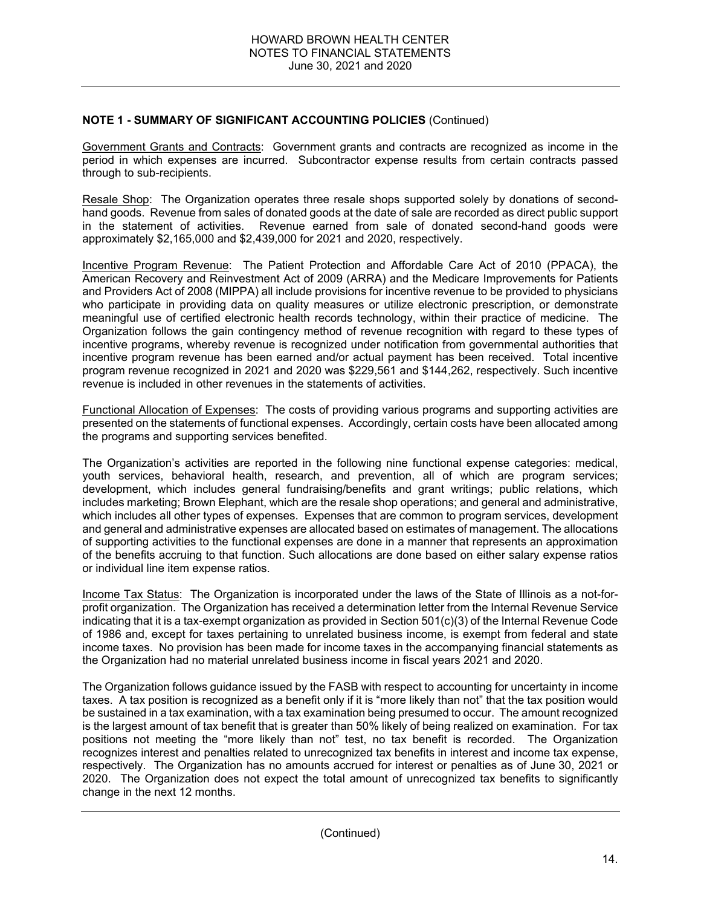**NOTE 1 - SUMMARY OF SIGNIFICANT ACCOUNTING POLICIES** (Continued)

Government Grants and Contracts: Government grants and contracts are recognized as income in the period in which expenses are incurred. Subcontractor expense results from certain contracts passed through to sub-recipients.

Resale Shop: The Organization operates three resale shops supported solely by donations of second-hand goods. Revenue from sales of donated goods at the date of sale are recorded as direct public support in the statement of activities. Revenue earned from sale of donated second-hand goods were approximately $2,165,000 and $2,439,000 for 2021 and 2020, respectively.

Incentive Program Revenue: The Patient Protection and Affordable Care Act of 2010 (PPACA), the American Recovery and Reinvestment Act of 2009 (ARRA) and the Medicare Improvements for Patients and Providers Act of 2008 (MIPPA) all include provisions for incentive revenue to be provided to physicians who participate in providing data on quality measures or utilize electronic prescription, or demonstrate meaningful use of certified electronic health records technology, within their practice of medicine. The Organization follows the gain contingency method of revenue recognition with regard to these types of incentive programs, whereby revenue is recognized under notification from governmental authorities that incentive program revenue has been earned and/or actual payment has been received. Total incentive program revenue recognized in 2021 and 2020 was $229,561 and $144,262, respectively. Such incentive revenue is included in other revenues in the statements of activities.

Functional Allocation of Expenses: The costs of providing various programs and supporting activities are presented on the statements of functional expenses. Accordingly, certain costs have been allocated among the programs and supporting services benefited.

The Organization's activities are reported in the following nine functional expense categories: medical, youth services, behavioral health, research, and prevention, all of which are program services; development, which includes general fundraising/benefits and grant writings; public relations, which includes marketing; Brown Elephant, which are the resale shop operations; and general and administrative, which includes all other types of expenses. Expenses that are common to program services, development and general and administrative expenses are allocated based on estimates of management. The allocations of supporting activities to the functional expenses are done in a manner that represents an approximation of the benefits accruing to that function. Such allocations are done based on either salary expense ratios or individual line item expense ratios.

Income Tax Status: The Organization is incorporated under the laws of the State of Illinois as a not-for-profit organization. The Organization has received a determination letter from the Internal Revenue Service indicating that it is a tax-exempt organization as provided in Section 501(c)(3) of the Internal Revenue Code of 1986 and, except for taxes pertaining to unrelated business income, is exempt from federal and state income taxes. No provision has been made for income taxes in the accompanying financial statements as the Organization had no material unrelated business income in fiscal years 2021 and 2020.

The Organization follows guidance issued by the FASB with respect to accounting for uncertainty in income taxes. A tax position is recognized as a benefit only if it is "more likely than not" that the tax position would be sustained in a tax examination, with a tax examination being presumed to occur. The amount recognized is the largest amount of tax benefit that is greater than 50% likely of being realized on examination. For tax positions not meeting the "more likely than not" test, no tax benefit is recorded. The Organization recognizes interest and penalties related to unrecognized tax benefits in interest and income tax expense, respectively. The Organization has no amounts accrued for interest or penalties as of June 30, 2021 or 2020. The Organization does not expect the total amount of unrecognized tax benefits to significantly change in the next 12 months.

(Continued)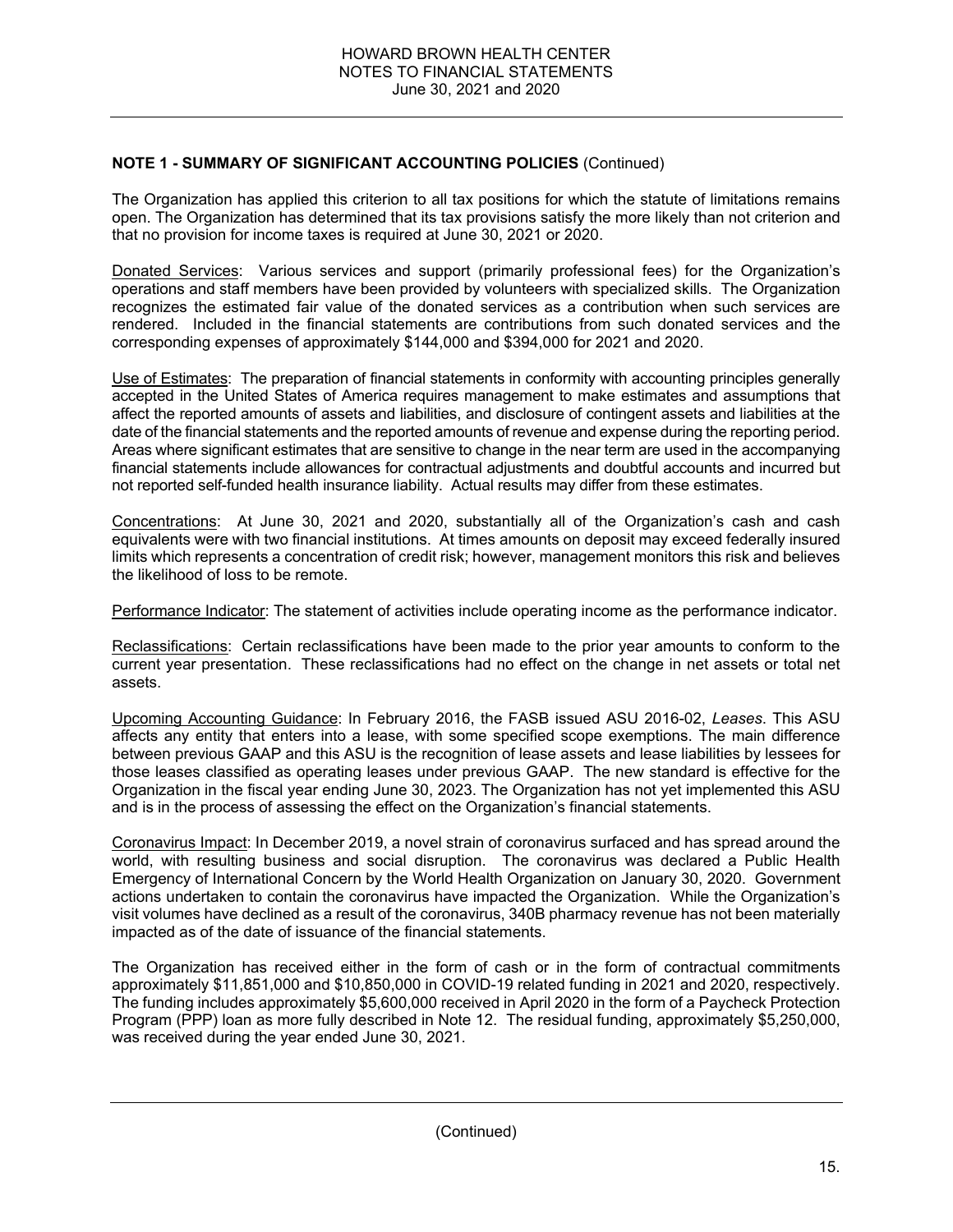**NOTE 1 - SUMMARY OF SIGNIFICANT ACCOUNTING POLICIES** (Continued)

The Organization has applied this criterion to all tax positions for which the statute of limitations remains open. The Organization has determined that its tax provisions satisfy the more likely than not criterion and that no provision for income taxes is required at June 30, 2021 or 2020.

Donated Services: Various services and support (primarily professional fees) for the Organization's operations and staff members have been provided by volunteers with specialized skills. The Organization recognizes the estimated fair value of the donated services as a contribution when such services are rendered. Included in the financial statements are contributions from such donated services and the corresponding expenses of approximately $144,000 and $394,000 for 2021 and 2020.

Use of Estimates: The preparation of financial statements in conformity with accounting principles generally accepted in the United States of America requires management to make estimates and assumptions that affect the reported amounts of assets and liabilities, and disclosure of contingent assets and liabilities at the date of the financial statements and the reported amounts of revenue and expense during the reporting period. Areas where significant estimates that are sensitive to change in the near term are used in the accompanying financial statements include allowances for contractual adjustments and doubtful accounts and incurred but not reported self-funded health insurance liability. Actual results may differ from these estimates.

Concentrations: At June 30, 2021 and 2020, substantially all of the Organization's cash and cash equivalents were with two financial institutions. At times amounts on deposit may exceed federally insured limits which represents a concentration of credit risk; however, management monitors this risk and believes the likelihood of loss to be remote.

Performance Indicator: The statement of activities include operating income as the performance indicator.

Reclassifications: Certain reclassifications have been made to the prior year amounts to conform to the current year presentation. These reclassifications had no effect on the change in net assets or total net assets.

Upcoming Accounting Guidance: In February 2016, the FASB issued ASU 2016-02, *Leases*. This ASU affects any entity that enters into a lease, with some specified scope exemptions. The main difference between previous GAAP and this ASU is the recognition of lease assets and lease liabilities by lessees for those leases classified as operating leases under previous GAAP. The new standard is effective for the Organization in the fiscal year ending June 30, 2023. The Organization has not yet implemented this ASU and is in the process of assessing the effect on the Organization's financial statements.

Coronavirus Impact: In December 2019, a novel strain of coronavirus surfaced and has spread around the world, with resulting business and social disruption. The coronavirus was declared a Public Health Emergency of International Concern by the World Health Organization on January 30, 2020. Government actions undertaken to contain the coronavirus have impacted the Organization. While the Organization's visit volumes have declined as a result of the coronavirus, 340B pharmacy revenue has not been materially impacted as of the date of issuance of the financial statements.

The Organization has received either in the form of cash or in the form of contractual commitments approximately $11,851,000 and $10,850,000 in COVID-19 related funding in 2021 and 2020, respectively. The funding includes approximately $5,600,000 received in April 2020 in the form of a Paycheck Protection Program (PPP) loan as more fully described in Note 12. The residual funding, approximately $5,250,000, was received during the year ended June 30, 2021.

(Continued)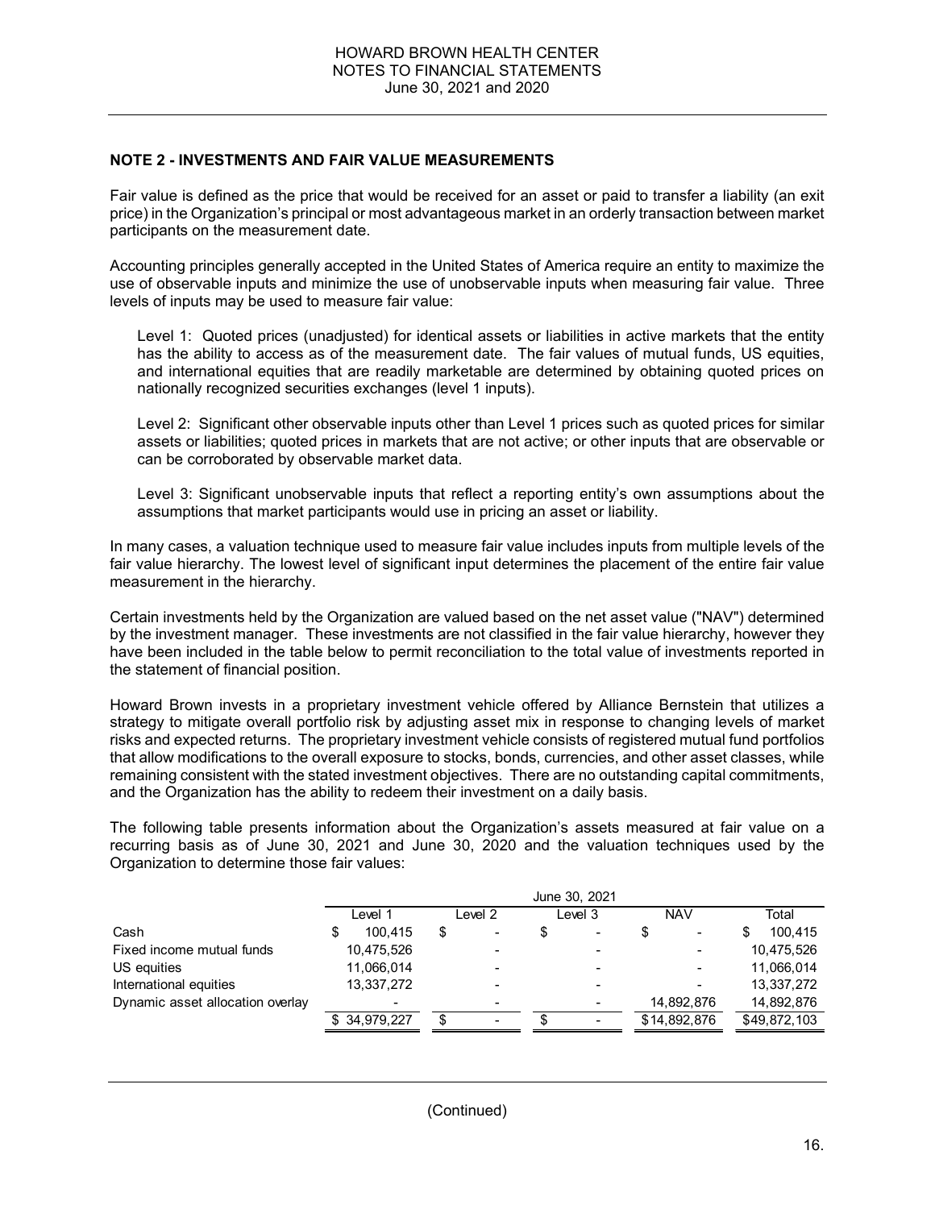## NOTE 2 - INVESTMENTS AND FAIR VALUE MEASUREMENTS

Fair value is defined as the price that would be received for an asset or paid to transfer a liability (an exit price) in the Organization's principal or most advantageous market in an orderly transaction between market participants on the measurement date.

Accounting principles generally accepted in the United States of America require an entity to maximize the use of observable inputs and minimize the use of unobservable inputs when measuring fair value. Three levels of inputs may be used to measure fair value:

Level 1: Quoted prices (unadjusted) for identical assets or liabilities in active markets that the entity has the ability to access as of the measurement date. The fair values of mutual funds, US equities, and international equities that are readily marketable are determined by obtaining quoted prices on nationally recognized securities exchanges (level 1 inputs).

Level 2: Significant other observable inputs other than Level 1 prices such as quoted prices for similar assets or liabilities; quoted prices in markets that are not active; or other inputs that are observable or can be corroborated by observable market data.

Level 3: Significant unobservable inputs that reflect a reporting entity's own assumptions about the assumptions that market participants would use in pricing an asset or liability.

In many cases, a valuation technique used to measure fair value includes inputs from multiple levels of the fair value hierarchy. The lowest level of significant input determines the placement of the entire fair value measurement in the hierarchy.

Certain investments held by the Organization are valued based on the net asset value ("NAV") determined by the investment manager. These investments are not classified in the fair value hierarchy, however they have been included in the table below to permit reconciliation to the total value of investments reported in the statement of financial position.

Howard Brown invests in a proprietary investment vehicle offered by Alliance Bernstein that utilizes a strategy to mitigate overall portfolio risk by adjusting asset mix in response to changing levels of market risks and expected returns. The proprietary investment vehicle consists of registered mutual fund portfolios that allow modifications to the overall exposure to stocks, bonds, currencies, and other asset classes, while remaining consistent with the stated investment objectives. There are no outstanding capital commitments, and the Organization has the ability to redeem their investment on a daily basis.

The following table presents information about the Organization's assets measured at fair value on a recurring basis as of June 30, 2021 and June 30, 2020 and the valuation techniques used by the Organization to determine those fair values:

| | June 30, 2021 | | | | |
|---|---|---|---|---|---|
| | Level 1 | Level 2 | Level 3 | NAV | Total |
| Cash | $ 100,415 | $ - | $ - | $ - | $ 100,415 |
| Fixed income mutual funds | 10,475,526 | - | - | - | 10,475,526 |
| US equities | 11,066,014 | - | - | - | 11,066,014 |
| International equities | 13,337,272 | - | - | - | 13,337,272 |
| Dynamic asset allocation overlay | - | - | - | 14,892,876 | 14,892,876 |
| | $ 34,979,227 | $ - | $ - | $14,892,876 | $49,872,103 |

(Continued)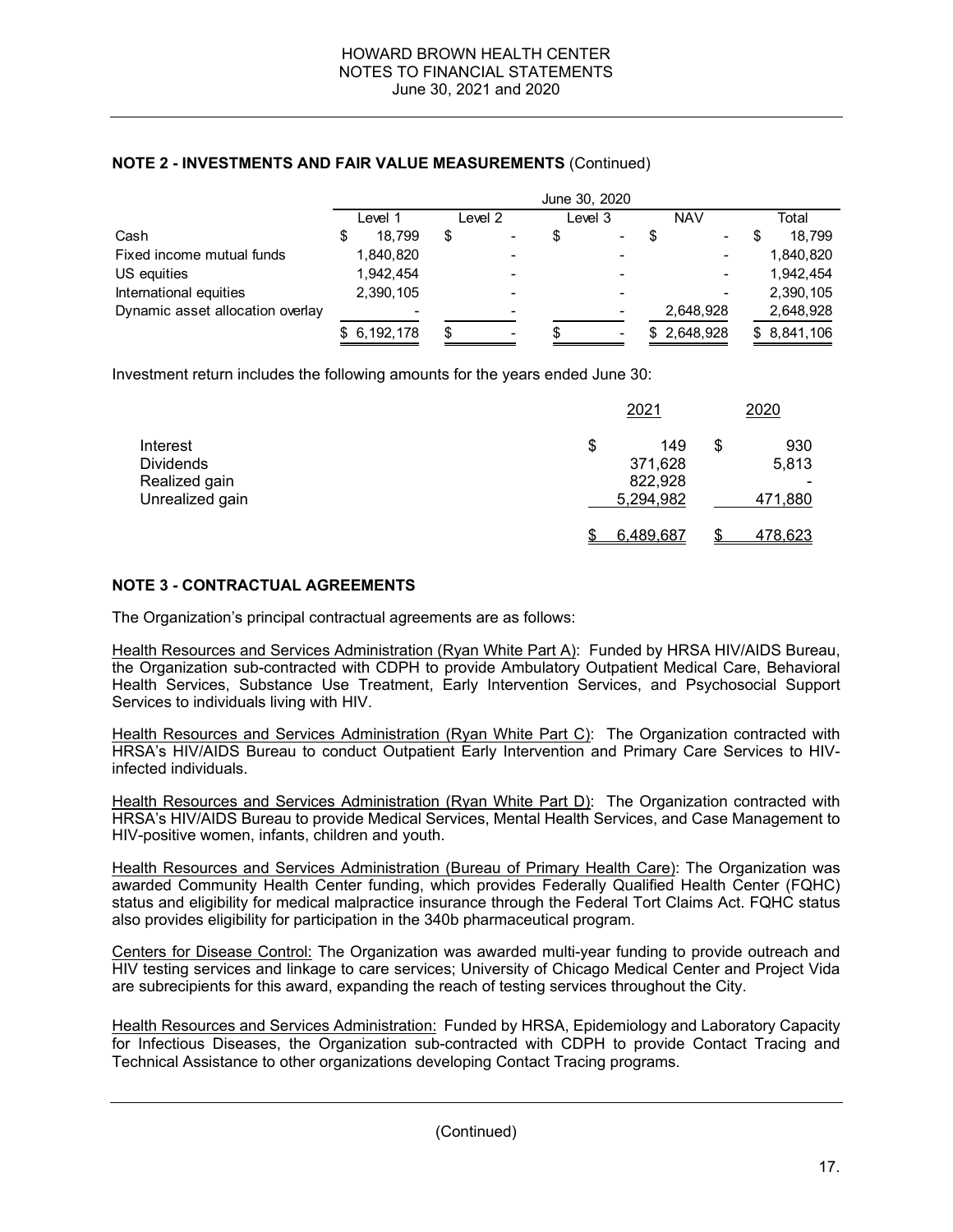## NOTE 2 - INVESTMENTS AND FAIR VALUE MEASUREMENTS (Continued)

| | June 30, 2020 | | | | |
|---|---|---|---|---|---|
| | Level 1 | Level 2 | Level 3 | NAV | Total |
| Cash | $ 18,799 | $ - | $ - | $ - | $ 18,799 |
| Fixed income mutual funds | 1,840,820 | - | - | - | 1,840,820 |
| US equities | 1,942,454 | - | - | - | 1,942,454 |
| International equities | 2,390,105 | - | - | - | 2,390,105 |
| Dynamic asset allocation overlay | - | - | - | 2,648,928 | 2,648,928 |
| | $ 6,192,178 | $ - | $ - | $ 2,648,928 | $ 8,841,106 |

Investment return includes the following amounts for the years ended June 30:

| | 2021 | 2020 |
|---|---|---|
| Interest | $ 149 | $ 930 |
| Dividends | 371,628 | 5,813 |
| Realized gain | 822,928 | - |
| Unrealized gain | 5,294,982 | 471,880 |
| | $ 6,489,687 | $ 478,623 |

## NOTE 3 - CONTRACTUAL AGREEMENTS

The Organization's principal contractual agreements are as follows:

Health Resources and Services Administration (Ryan White Part A): Funded by HRSA HIV/AIDS Bureau, the Organization sub-contracted with CDPH to provide Ambulatory Outpatient Medical Care, Behavioral Health Services, Substance Use Treatment, Early Intervention Services, and Psychosocial Support Services to individuals living with HIV.

Health Resources and Services Administration (Ryan White Part C): The Organization contracted with HRSA's HIV/AIDS Bureau to conduct Outpatient Early Intervention and Primary Care Services to HIV-infected individuals.

Health Resources and Services Administration (Ryan White Part D): The Organization contracted with HRSA's HIV/AIDS Bureau to provide Medical Services, Mental Health Services, and Case Management to HIV-positive women, infants, children and youth.

Health Resources and Services Administration (Bureau of Primary Health Care): The Organization was awarded Community Health Center funding, which provides Federally Qualified Health Center (FQHC) status and eligibility for medical malpractice insurance through the Federal Tort Claims Act. FQHC status also provides eligibility for participation in the 340b pharmaceutical program.

Centers for Disease Control: The Organization was awarded multi-year funding to provide outreach and HIV testing services and linkage to care services; University of Chicago Medical Center and Project Vida are subrecipients for this award, expanding the reach of testing services throughout the City.

Health Resources and Services Administration: Funded by HRSA, Epidemiology and Laboratory Capacity for Infectious Diseases, the Organization sub-contracted with CDPH to provide Contact Tracing and Technical Assistance to other organizations developing Contact Tracing programs.

(Continued)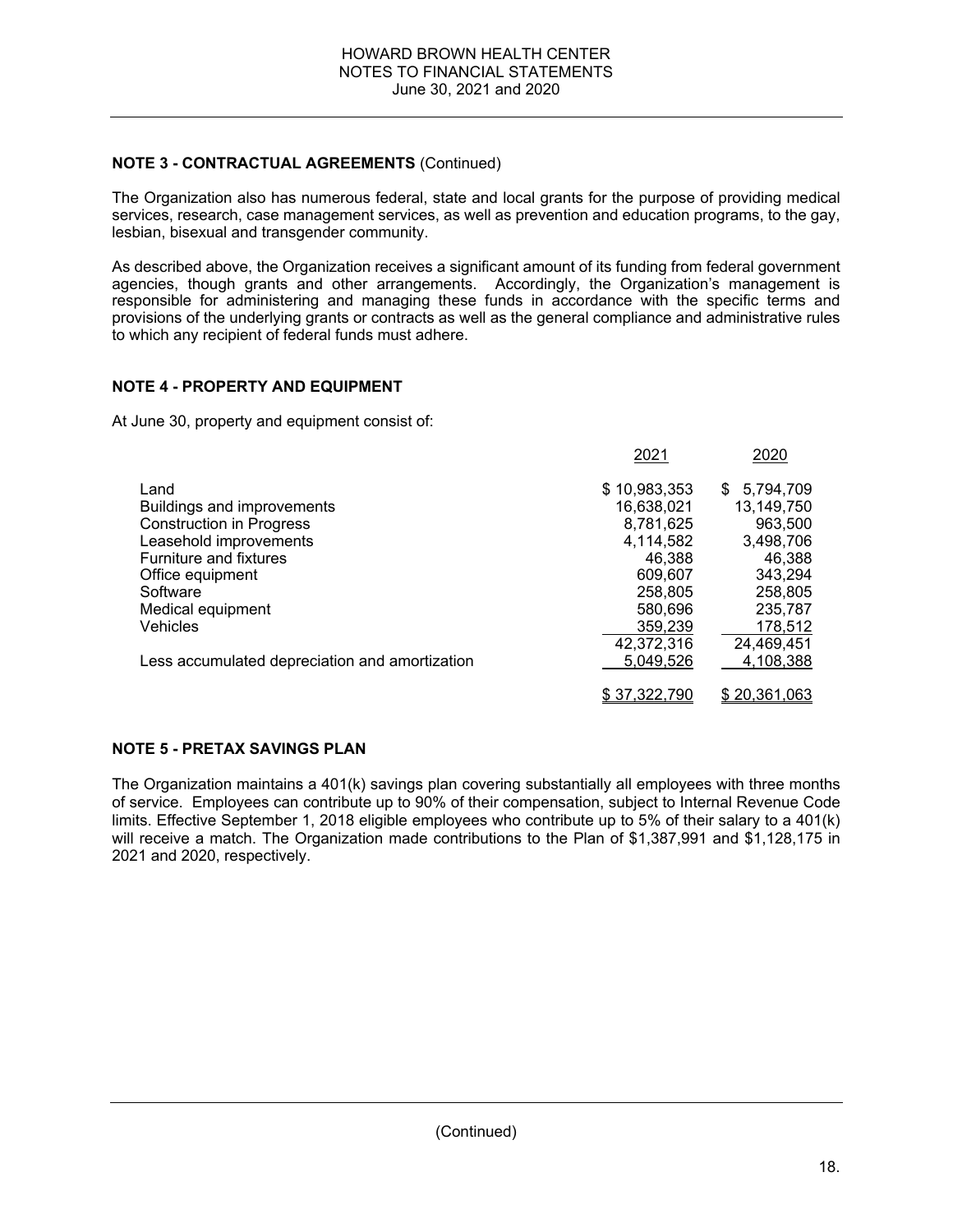**NOTE 3 - CONTRACTUAL AGREEMENTS** (Continued)

The Organization also has numerous federal, state and local grants for the purpose of providing medical services, research, case management services, as well as prevention and education programs, to the gay, lesbian, bisexual and transgender community.

As described above, the Organization receives a significant amount of its funding from federal government agencies, though grants and other arrangements. Accordingly, the Organization's management is responsible for administering and managing these funds in accordance with the specific terms and provisions of the underlying grants or contracts as well as the general compliance and administrative rules to which any recipient of federal funds must adhere.

**NOTE 4 - PROPERTY AND EQUIPMENT**

At June 30, property and equipment consist of:

| | 2021 | 2020 |
|---|---|---|
| Land | $ 10,983,353 | $ 5,794,709 |
| Buildings and improvements | 16,638,021 | 13,149,750 |
| Construction in Progress | 8,781,625 | 963,500 |
| Leasehold improvements | 4,114,582 | 3,498,706 |
| Furniture and fixtures | 46,388 | 46,388 |
| Office equipment | 609,607 | 343,294 |
| Software | 258,805 | 258,805 |
| Medical equipment | 580,696 | 235,787 |
| Vehicles | 359,239 | 178,512 |
| | 42,372,316 | 24,469,451 |
| Less accumulated depreciation and amortization | 5,049,526 | 4,108,388 |
| | $ 37,322,790 | $ 20,361,063 |

**NOTE 5 - PRETAX SAVINGS PLAN**

The Organization maintains a 401(k) savings plan covering substantially all employees with three months of service. Employees can contribute up to 90% of their compensation, subject to Internal Revenue Code limits. Effective September 1, 2018 eligible employees who contribute up to 5% of their salary to a 401(k) will receive a match. The Organization made contributions to the Plan of $1,387,991 and $1,128,175 in 2021 and 2020, respectively.

(Continued)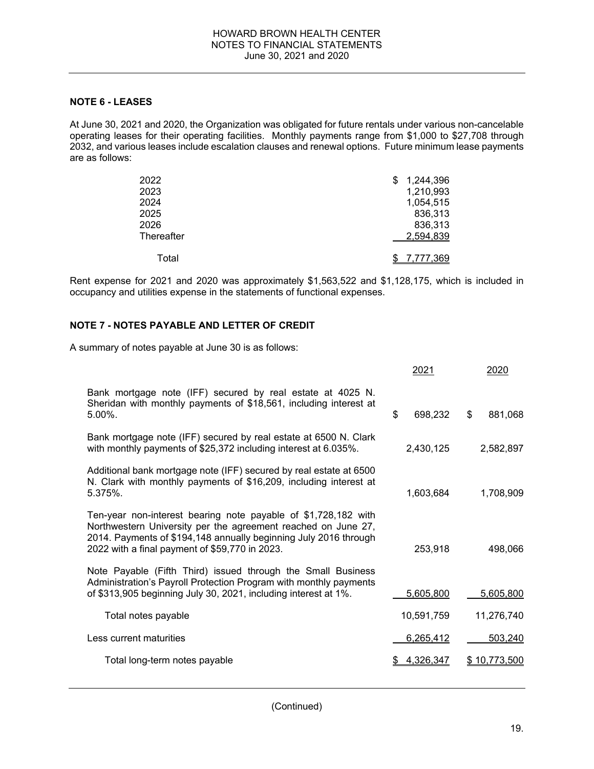## NOTE 6 - LEASES

At June 30, 2021 and 2020, the Organization was obligated for future rentals under various non-cancelable operating leases for their operating facilities. Monthly payments range from $1,000 to $27,708 through 2032, and various leases include escalation clauses and renewal options. Future minimum lease payments are as follows:

| | |
|---|---|
| 2022 | $ 1,244,396 |
| 2023 | 1,210,993 |
| 2024 | 1,054,515 |
| 2025 | 836,313 |
| 2026 | 836,313 |
| Thereafter | 2,594,839 |
| Total | $ 7,777,369 |

Rent expense for 2021 and 2020 was approximately $1,563,522 and $1,128,175, which is included in occupancy and utilities expense in the statements of functional expenses.

## NOTE 7 - NOTES PAYABLE AND LETTER OF CREDIT

A summary of notes payable at June 30 is as follows:

| | 2021 | 2020 |
|---|---|---|
| Bank mortgage note (IFF) secured by real estate at 4025 N. Sheridan with monthly payments of $18,561, including interest at 5.00%. | $ 698,232 | $ 881,068 |
| Bank mortgage note (IFF) secured by real estate at 6500 N. Clark with monthly payments of $25,372 including interest at 6.035%. | 2,430,125 | 2,582,897 |
| Additional bank mortgage note (IFF) secured by real estate at 6500 N. Clark with monthly payments of $16,209, including interest at 5.375%. | 1,603,684 | 1,708,909 |
| Ten-year non-interest bearing note payable of $1,728,182 with Northwestern University per the agreement reached on June 27, 2014. Payments of $194,148 annually beginning July 2016 through 2022 with a final payment of $59,770 in 2023. | 253,918 | 498,066 |
| Note Payable (Fifth Third) issued through the Small Business Administration's Payroll Protection Program with monthly payments of $313,905 beginning July 30, 2021, including interest at 1%. | 5,605,800 | 5,605,800 |
| Total notes payable | 10,591,759 | 11,276,740 |
| Less current maturities | 6,265,412 | 503,240 |
| Total long-term notes payable | $ 4,326,347 | $ 10,773,500 |

(Continued)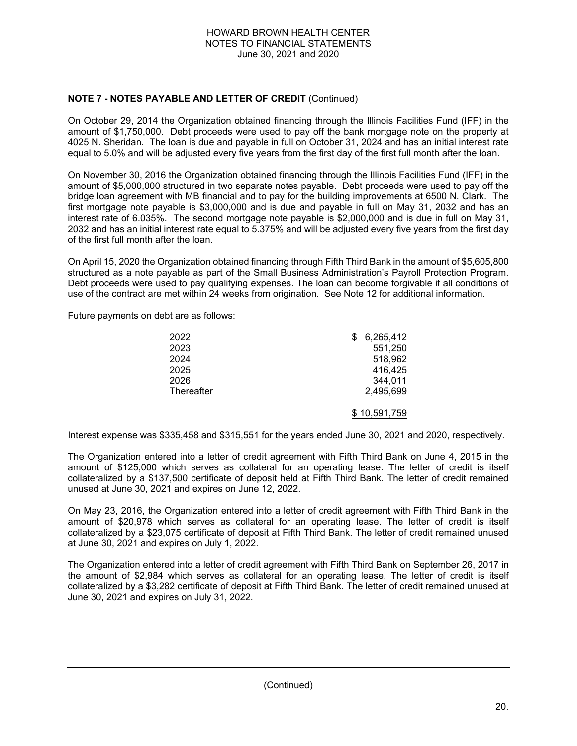**NOTE 7 - NOTES PAYABLE AND LETTER OF CREDIT** (Continued)

On October 29, 2014 the Organization obtained financing through the Illinois Facilities Fund (IFF) in the amount of $1,750,000. Debt proceeds were used to pay off the bank mortgage note on the property at 4025 N. Sheridan. The loan is due and payable in full on October 31, 2024 and has an initial interest rate equal to 5.0% and will be adjusted every five years from the first day of the first full month after the loan.

On November 30, 2016 the Organization obtained financing through the Illinois Facilities Fund (IFF) in the amount of $5,000,000 structured in two separate notes payable. Debt proceeds were used to pay off the bridge loan agreement with MB financial and to pay for the building improvements at 6500 N. Clark. The first mortgage note payable is $3,000,000 and is due and payable in full on May 31, 2032 and has an interest rate of 6.035%. The second mortgage note payable is $2,000,000 and is due in full on May 31, 2032 and has an initial interest rate equal to 5.375% and will be adjusted every five years from the first day of the first full month after the loan.

On April 15, 2020 the Organization obtained financing through Fifth Third Bank in the amount of $5,605,800 structured as a note payable as part of the Small Business Administration's Payroll Protection Program. Debt proceeds were used to pay qualifying expenses. The loan can become forgivable if all conditions of use of the contract are met within 24 weeks from origination. See Note 12 for additional information.

Future payments on debt are as follows:

| | |
|---|---|
| 2022 | $ 6,265,412 |
| 2023 | 551,250 |
| 2024 | 518,962 |
| 2025 | 416,425 |
| 2026 | 344,011 |
| Thereafter | 2,495,699 |
| | $ 10,591,759 |

Interest expense was $335,458 and $315,551 for the years ended June 30, 2021 and 2020, respectively.

The Organization entered into a letter of credit agreement with Fifth Third Bank on June 4, 2015 in the amount of $125,000 which serves as collateral for an operating lease. The letter of credit is itself collateralized by a $137,500 certificate of deposit held at Fifth Third Bank. The letter of credit remained unused at June 30, 2021 and expires on June 12, 2022.

On May 23, 2016, the Organization entered into a letter of credit agreement with Fifth Third Bank in the amount of $20,978 which serves as collateral for an operating lease. The letter of credit is itself collateralized by a $23,075 certificate of deposit at Fifth Third Bank. The letter of credit remained unused at June 30, 2021 and expires on July 1, 2022.

The Organization entered into a letter of credit agreement with Fifth Third Bank on September 26, 2017 in the amount of $2,984 which serves as collateral for an operating lease. The letter of credit is itself collateralized by a $3,282 certificate of deposit at Fifth Third Bank. The letter of credit remained unused at June 30, 2021 and expires on July 31, 2022.

(Continued)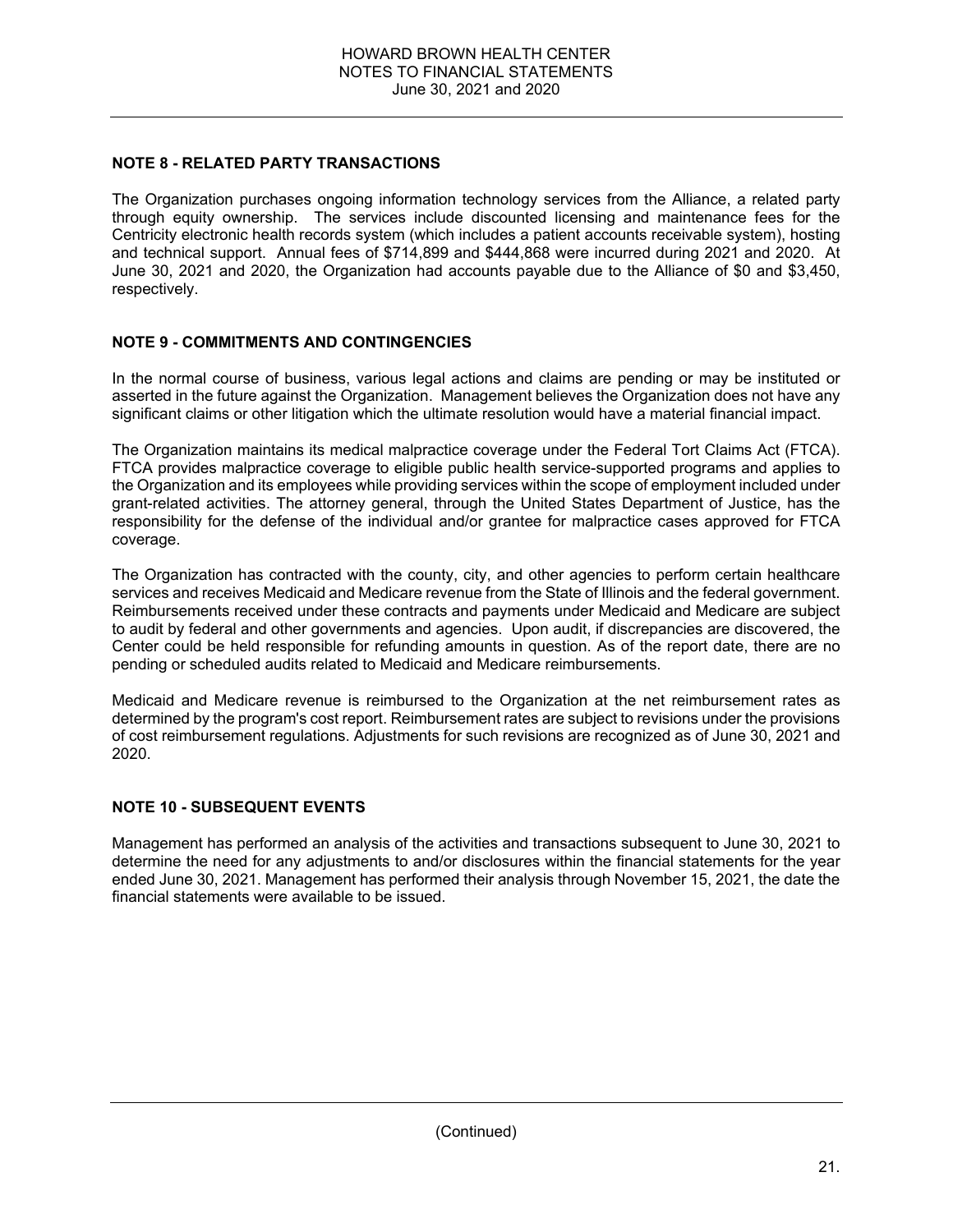## NOTE 8 - RELATED PARTY TRANSACTIONS

The Organization purchases ongoing information technology services from the Alliance, a related party through equity ownership. The services include discounted licensing and maintenance fees for the Centricity electronic health records system (which includes a patient accounts receivable system), hosting and technical support. Annual fees of $714,899 and $444,868 were incurred during 2021 and 2020. At June 30, 2021 and 2020, the Organization had accounts payable due to the Alliance of $0 and $3,450, respectively.

## NOTE 9 - COMMITMENTS AND CONTINGENCIES

In the normal course of business, various legal actions and claims are pending or may be instituted or asserted in the future against the Organization. Management believes the Organization does not have any significant claims or other litigation which the ultimate resolution would have a material financial impact.

The Organization maintains its medical malpractice coverage under the Federal Tort Claims Act (FTCA). FTCA provides malpractice coverage to eligible public health service-supported programs and applies to the Organization and its employees while providing services within the scope of employment included under grant-related activities. The attorney general, through the United States Department of Justice, has the responsibility for the defense of the individual and/or grantee for malpractice cases approved for FTCA coverage.

The Organization has contracted with the county, city, and other agencies to perform certain healthcare services and receives Medicaid and Medicare revenue from the State of Illinois and the federal government. Reimbursements received under these contracts and payments under Medicaid and Medicare are subject to audit by federal and other governments and agencies. Upon audit, if discrepancies are discovered, the Center could be held responsible for refunding amounts in question. As of the report date, there are no pending or scheduled audits related to Medicaid and Medicare reimbursements.

Medicaid and Medicare revenue is reimbursed to the Organization at the net reimbursement rates as determined by the program's cost report. Reimbursement rates are subject to revisions under the provisions of cost reimbursement regulations. Adjustments for such revisions are recognized as of June 30, 2021 and 2020.

## NOTE 10 - SUBSEQUENT EVENTS

Management has performed an analysis of the activities and transactions subsequent to June 30, 2021 to determine the need for any adjustments to and/or disclosures within the financial statements for the year ended June 30, 2021. Management has performed their analysis through November 15, 2021, the date the financial statements were available to be issued.

(Continued)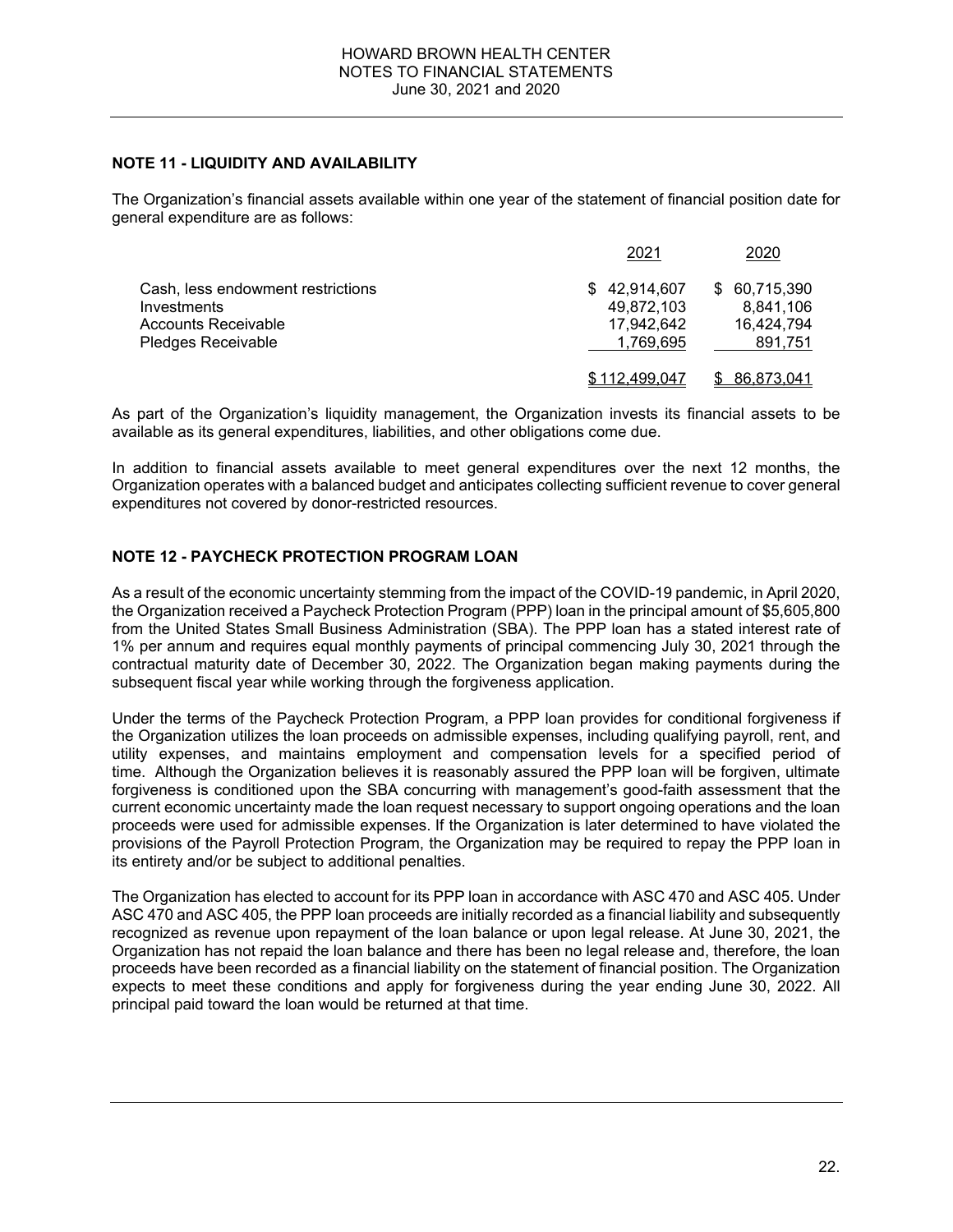## NOTE 11 - LIQUIDITY AND AVAILABILITY

The Organization's financial assets available within one year of the statement of financial position date for general expenditure are as follows:

| | 2021 | 2020 |
|---|---|---|
| Cash, less endowment restrictions | $ 42,914,607 | $ 60,715,390 |
| Investments | 49,872,103 | 8,841,106 |
| Accounts Receivable | 17,942,642 | 16,424,794 |
| Pledges Receivable | 1,769,695 | 891,751 |
| | $ 112,499,047 | $ 86,873,041 |

As part of the Organization's liquidity management, the Organization invests its financial assets to be available as its general expenditures, liabilities, and other obligations come due.

In addition to financial assets available to meet general expenditures over the next 12 months, the Organization operates with a balanced budget and anticipates collecting sufficient revenue to cover general expenditures not covered by donor-restricted resources.

## NOTE 12 - PAYCHECK PROTECTION PROGRAM LOAN

As a result of the economic uncertainty stemming from the impact of the COVID-19 pandemic, in April 2020, the Organization received a Paycheck Protection Program (PPP) loan in the principal amount of $5,605,800 from the United States Small Business Administration (SBA). The PPP loan has a stated interest rate of 1% per annum and requires equal monthly payments of principal commencing July 30, 2021 through the contractual maturity date of December 30, 2022. The Organization began making payments during the subsequent fiscal year while working through the forgiveness application.

Under the terms of the Paycheck Protection Program, a PPP loan provides for conditional forgiveness if the Organization utilizes the loan proceeds on admissible expenses, including qualifying payroll, rent, and utility expenses, and maintains employment and compensation levels for a specified period of time. Although the Organization believes it is reasonably assured the PPP loan will be forgiven, ultimate forgiveness is conditioned upon the SBA concurring with management's good-faith assessment that the current economic uncertainty made the loan request necessary to support ongoing operations and the loan proceeds were used for admissible expenses. If the Organization is later determined to have violated the provisions of the Payroll Protection Program, the Organization may be required to repay the PPP loan in its entirety and/or be subject to additional penalties.

The Organization has elected to account for its PPP loan in accordance with ASC 470 and ASC 405. Under ASC 470 and ASC 405, the PPP loan proceeds are initially recorded as a financial liability and subsequently recognized as revenue upon repayment of the loan balance or upon legal release. At June 30, 2021, the Organization has not repaid the loan balance and there has been no legal release and, therefore, the loan proceeds have been recorded as a financial liability on the statement of financial position. The Organization expects to meet these conditions and apply for forgiveness during the year ending June 30, 2022. All principal paid toward the loan would be returned at that time.